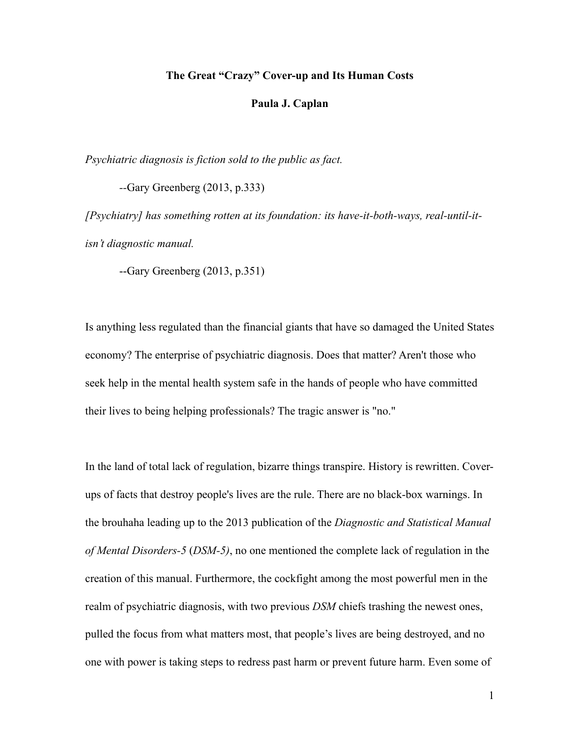# The Great "Crazy" Cover-up and Its Human Costs

**Paula J. Caplan**

*Psychiatric diagnosis is fiction sold to the public as fact.*

--Gary Greenberg (2013, p.333)

*[Psychiatry] has something rotten at its foundation: its have-it-both-ways, real-until-it-isn't diagnostic manual.*

--Gary Greenberg (2013, p.351)

Is anything less regulated than the financial giants that have so damaged the United States economy? The enterprise of psychiatric diagnosis. Does that matter? Aren't those who seek help in the mental health system safe in the hands of people who have committed their lives to being helping professionals? The tragic answer is "no."

In the land of total lack of regulation, bizarre things transpire. History is rewritten. Cover-ups of facts that destroy people's lives are the rule. There are no black-box warnings. In the brouhaha leading up to the 2013 publication of the *Diagnostic and Statistical Manual of Mental Disorders-5* (*DSM-5)*, no one mentioned the complete lack of regulation in the creation of this manual. Furthermore, the cockfight among the most powerful men in the realm of psychiatric diagnosis, with two previous *DSM* chiefs trashing the newest ones, pulled the focus from what matters most, that people's lives are being destroyed, and no one with power is taking steps to redress past harm or prevent future harm. Even some of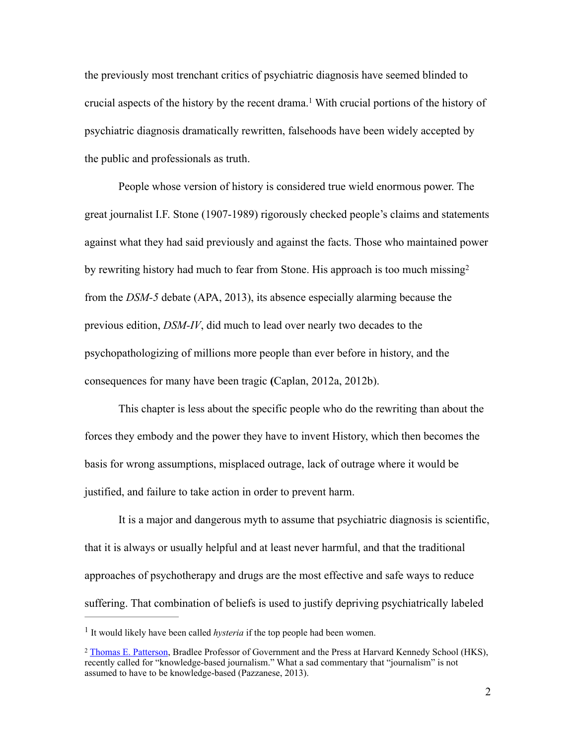the previously most trenchant critics of psychiatric diagnosis have seemed blinded to crucial aspects of the history by the recent drama.[1] With crucial portions of the history of psychiatric diagnosis dramatically rewritten, falsehoods have been widely accepted by the public and professionals as truth.

People whose version of history is considered true wield enormous power. The great journalist I.F. Stone (1907-1989) rigorously checked people's claims and statements against what they had said previously and against the facts. Those who maintained power by rewriting history had much to fear from Stone. His approach is too much missing[2] from the *DSM-5* debate (APA, 2013), its absence especially alarming because the previous edition, *DSM-IV*, did much to lead over nearly two decades to the psychopathologizing of millions more people than ever before in history, and the consequences for many have been tragic **(**Caplan, 2012a, 2012b).

This chapter is less about the specific people who do the rewriting than about the forces they embody and the power they have to invent History, which then becomes the basis for wrong assumptions, misplaced outrage, lack of outrage where it would be justified, and failure to take action in order to prevent harm.

It is a major and dangerous myth to assume that psychiatric diagnosis is scientific, that it is always or usually helpful and at least never harmful, and that the traditional approaches of psychotherapy and drugs are the most effective and safe ways to reduce suffering. That combination of beliefs is used to justify depriving psychiatrically labeled

---

[1] It would likely have been called *hysteria* if the top people had been women.

[2] Thomas E. Patterson, Bradlee Professor of Government and the Press at Harvard Kennedy School (HKS), recently called for "knowledge-based journalism." What a sad commentary that "journalism" is not assumed to have to be knowledge-based (Pazzanese, 2013).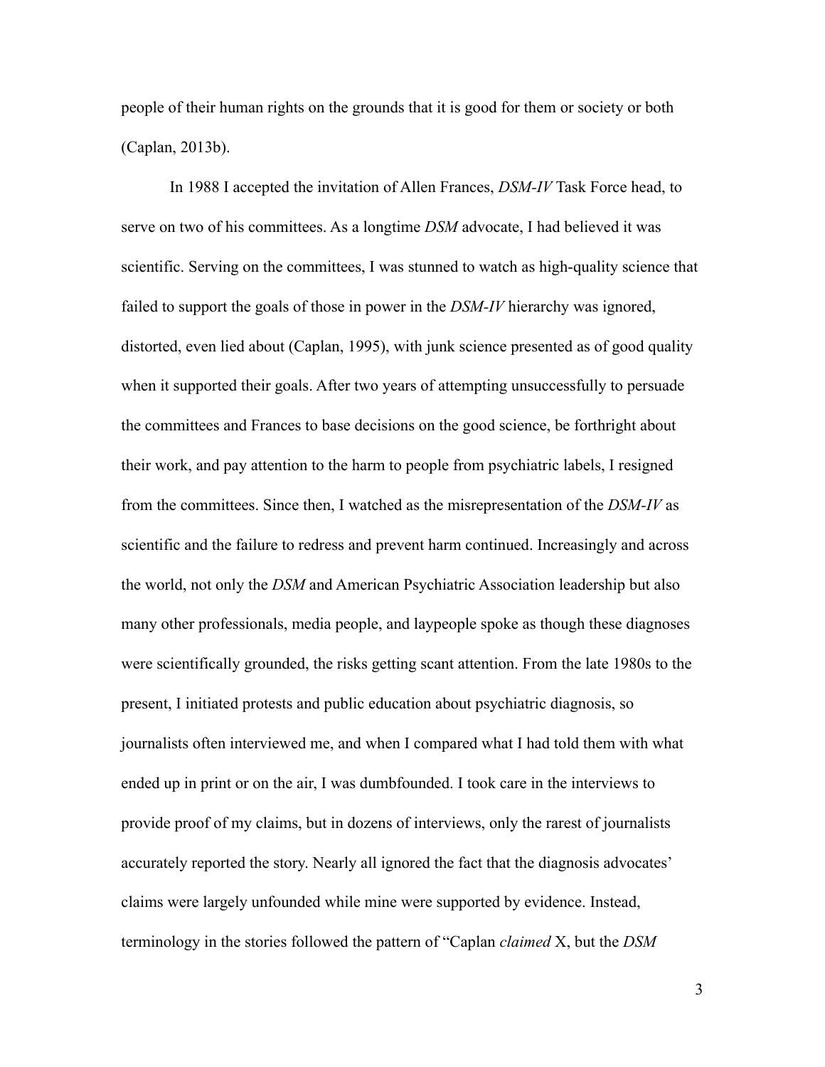people of their human rights on the grounds that it is good for them or society or both (Caplan, 2013b).

In 1988 I accepted the invitation of Allen Frances, *DSM-IV* Task Force head, to serve on two of his committees. As a longtime *DSM* advocate, I had believed it was scientific. Serving on the committees, I was stunned to watch as high-quality science that failed to support the goals of those in power in the *DSM-IV* hierarchy was ignored, distorted, even lied about (Caplan, 1995), with junk science presented as of good quality when it supported their goals. After two years of attempting unsuccessfully to persuade the committees and Frances to base decisions on the good science, be forthright about their work, and pay attention to the harm to people from psychiatric labels, I resigned from the committees. Since then, I watched as the misrepresentation of the *DSM-IV* as scientific and the failure to redress and prevent harm continued. Increasingly and across the world, not only the *DSM* and American Psychiatric Association leadership but also many other professionals, media people, and laypeople spoke as though these diagnoses were scientifically grounded, the risks getting scant attention. From the late 1980s to the present, I initiated protests and public education about psychiatric diagnosis, so journalists often interviewed me, and when I compared what I had told them with what ended up in print or on the air, I was dumbfounded. I took care in the interviews to provide proof of my claims, but in dozens of interviews, only the rarest of journalists accurately reported the story. Nearly all ignored the fact that the diagnosis advocates' claims were largely unfounded while mine were supported by evidence. Instead, terminology in the stories followed the pattern of "Caplan *claimed* X, but the *DSM*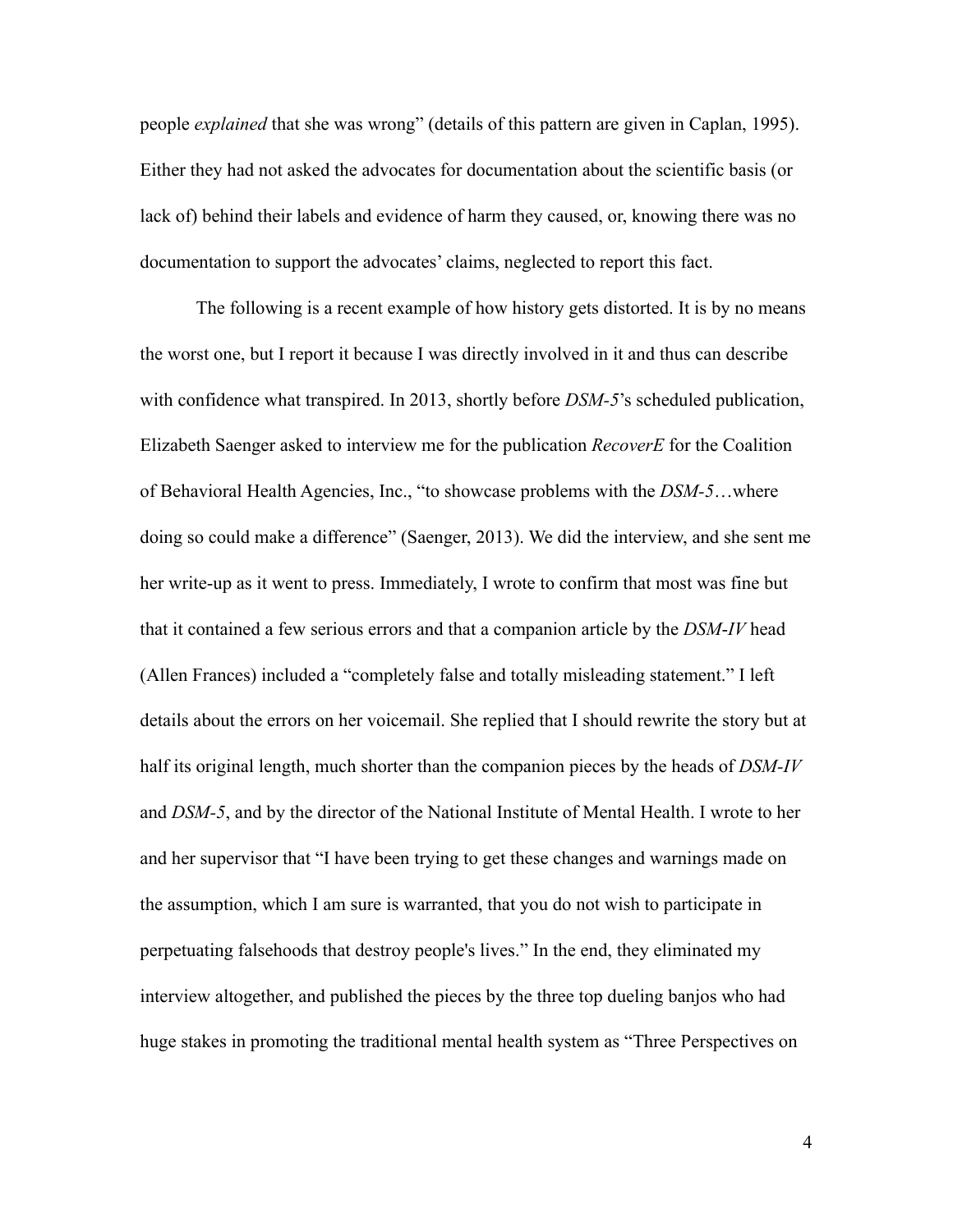people *explained* that she was wrong" (details of this pattern are given in Caplan, 1995). Either they had not asked the advocates for documentation about the scientific basis (or lack of) behind their labels and evidence of harm they caused, or, knowing there was no documentation to support the advocates' claims, neglected to report this fact.

The following is a recent example of how history gets distorted. It is by no means the worst one, but I report it because I was directly involved in it and thus can describe with confidence what transpired. In 2013, shortly before *DSM-5*'s scheduled publication, Elizabeth Saenger asked to interview me for the publication *RecoverE* for the Coalition of Behavioral Health Agencies, Inc., "to showcase problems with the *DSM-5*…where doing so could make a difference" (Saenger, 2013). We did the interview, and she sent me her write-up as it went to press. Immediately, I wrote to confirm that most was fine but that it contained a few serious errors and that a companion article by the *DSM-IV* head (Allen Frances) included a "completely false and totally misleading statement." I left details about the errors on her voicemail. She replied that I should rewrite the story but at half its original length, much shorter than the companion pieces by the heads of *DSM-IV* and *DSM-5*, and by the director of the National Institute of Mental Health. I wrote to her and her supervisor that "I have been trying to get these changes and warnings made on the assumption, which I am sure is warranted, that you do not wish to participate in perpetuating falsehoods that destroy people's lives." In the end, they eliminated my interview altogether, and published the pieces by the three top dueling banjos who had huge stakes in promoting the traditional mental health system as "Three Perspectives on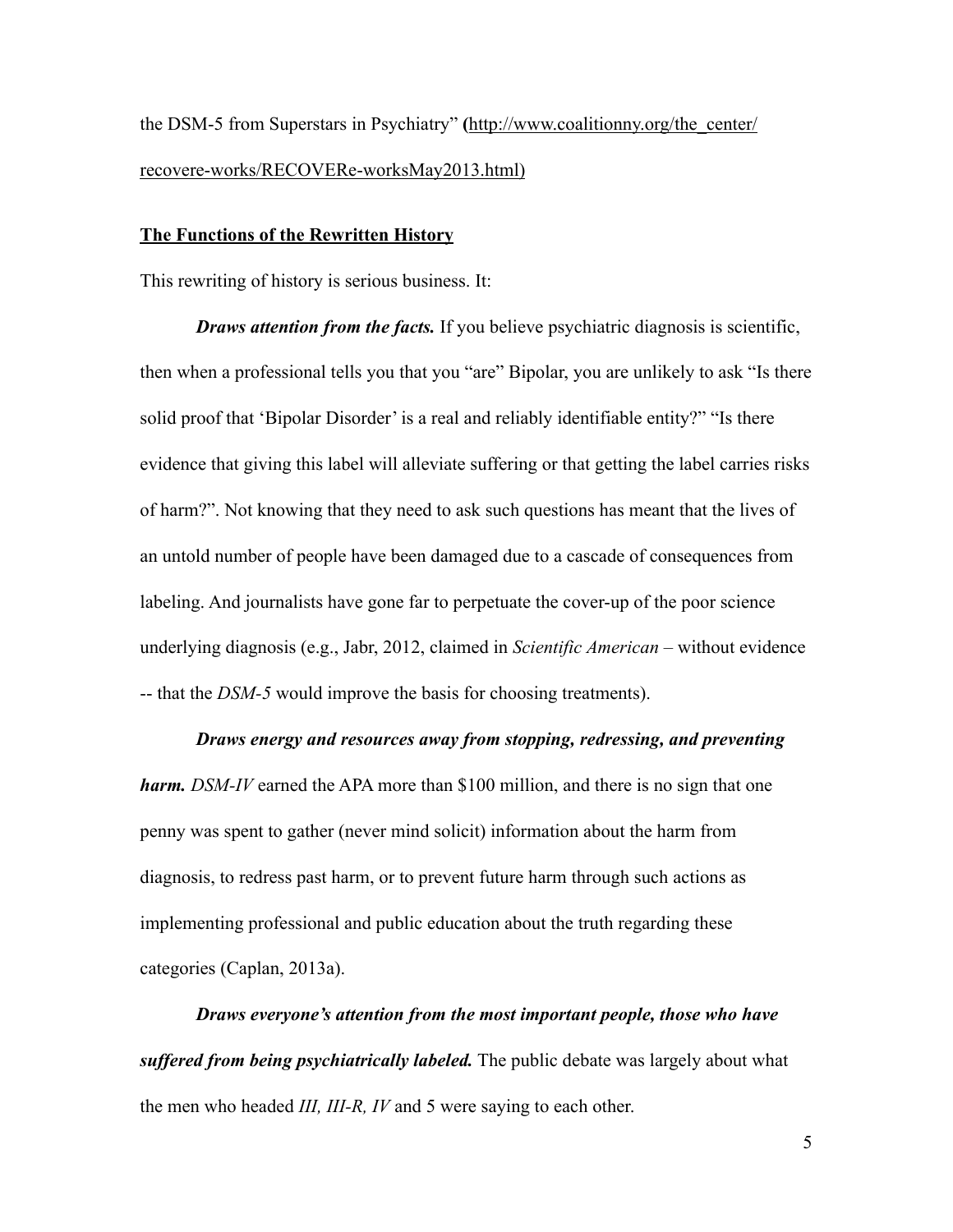the DSM-5 from Superstars in Psychiatry" (http://www.coalitionny.org/the_center/recovere-works/RECOVERe-worksMay2013.html)

**The Functions of the Rewritten History**

This rewriting of history is serious business. It:

***Draws attention from the facts.*** If you believe psychiatric diagnosis is scientific, then when a professional tells you that you "are" Bipolar, you are unlikely to ask "Is there solid proof that 'Bipolar Disorder' is a real and reliably identifiable entity?" "Is there evidence that giving this label will alleviate suffering or that getting the label carries risks of harm?". Not knowing that they need to ask such questions has meant that the lives of an untold number of people have been damaged due to a cascade of consequences from labeling. And journalists have gone far to perpetuate the cover-up of the poor science underlying diagnosis (e.g., Jabr, 2012, claimed in *Scientific American* – without evidence -- that the *DSM-5* would improve the basis for choosing treatments).

***Draws energy and resources away from stopping, redressing, and preventing harm.*** *DSM-IV* earned the APA more than $100 million, and there is no sign that one penny was spent to gather (never mind solicit) information about the harm from diagnosis, to redress past harm, or to prevent future harm through such actions as implementing professional and public education about the truth regarding these categories (Caplan, 2013a).

***Draws everyone's attention from the most important people, those who have suffered from being psychiatrically labeled.*** The public debate was largely about what the men who headed *III, III-R, IV* and 5 were saying to each other.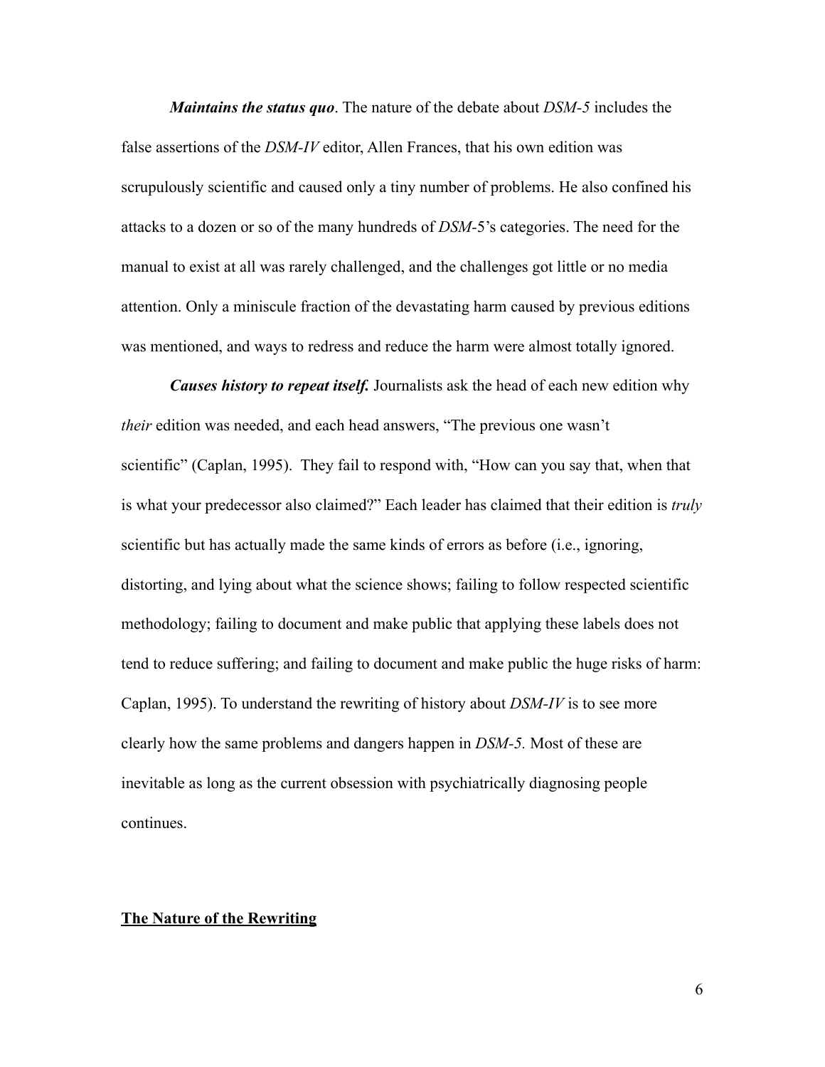***Maintains the status quo***. The nature of the debate about *DSM-5* includes the false assertions of the *DSM-IV* editor, Allen Frances, that his own edition was scrupulously scientific and caused only a tiny number of problems. He also confined his attacks to a dozen or so of the many hundreds of *DSM*-5's categories. The need for the manual to exist at all was rarely challenged, and the challenges got little or no media attention. Only a miniscule fraction of the devastating harm caused by previous editions was mentioned, and ways to redress and reduce the harm were almost totally ignored.

***Causes history to repeat itself.*** Journalists ask the head of each new edition why *their* edition was needed, and each head answers, "The previous one wasn't scientific" (Caplan, 1995). They fail to respond with, "How can you say that, when that is what your predecessor also claimed?" Each leader has claimed that their edition is *truly* scientific but has actually made the same kinds of errors as before (i.e., ignoring, distorting, and lying about what the science shows; failing to follow respected scientific methodology; failing to document and make public that applying these labels does not tend to reduce suffering; and failing to document and make public the huge risks of harm: Caplan, 1995). To understand the rewriting of history about *DSM-IV* is to see more clearly how the same problems and dangers happen in *DSM-5.* Most of these are inevitable as long as the current obsession with psychiatrically diagnosing people continues.

## The Nature of the Rewriting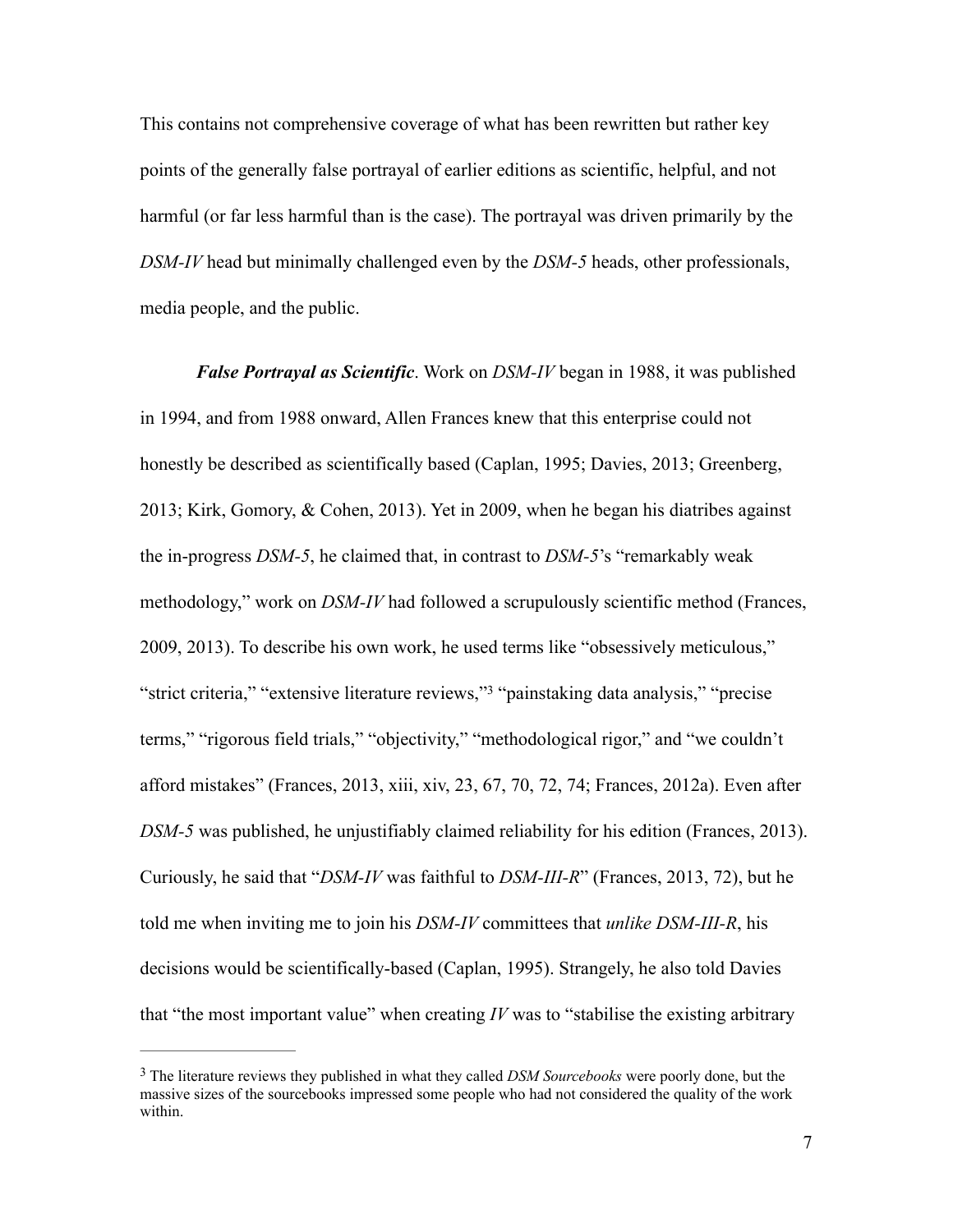This contains not comprehensive coverage of what has been rewritten but rather key points of the generally false portrayal of earlier editions as scientific, helpful, and not harmful (or far less harmful than is the case). The portrayal was driven primarily by the *DSM-IV* head but minimally challenged even by the *DSM-5* heads, other professionals, media people, and the public.

***False Portrayal as Scientific***. Work on *DSM-IV* began in 1988, it was published in 1994, and from 1988 onward, Allen Frances knew that this enterprise could not honestly be described as scientifically based (Caplan, 1995; Davies, 2013; Greenberg, 2013; Kirk, Gomory, & Cohen, 2013). Yet in 2009, when he began his diatribes against the in-progress *DSM-5*, he claimed that, in contrast to *DSM-5*'s "remarkably weak methodology," work on *DSM-IV* had followed a scrupulously scientific method (Frances, 2009, 2013). To describe his own work, he used terms like "obsessively meticulous," "strict criteria," "extensive literature reviews,"[3] "painstaking data analysis," "precise terms," "rigorous field trials," "objectivity," "methodological rigor," and "we couldn't afford mistakes" (Frances, 2013, xiii, xiv, 23, 67, 70, 72, 74; Frances, 2012a). Even after *DSM-5* was published, he unjustifiably claimed reliability for his edition (Frances, 2013). Curiously, he said that "*DSM-IV* was faithful to *DSM-III-R*" (Frances, 2013, 72), but he told me when inviting me to join his *DSM-IV* committees that *unlike DSM-III-R*, his decisions would be scientifically-based (Caplan, 1995). Strangely, he also told Davies that "the most important value" when creating *IV* was to "stabilise the existing arbitrary

---

[3] The literature reviews they published in what they called *DSM Sourcebooks* were poorly done, but the massive sizes of the sourcebooks impressed some people who had not considered the quality of the work within.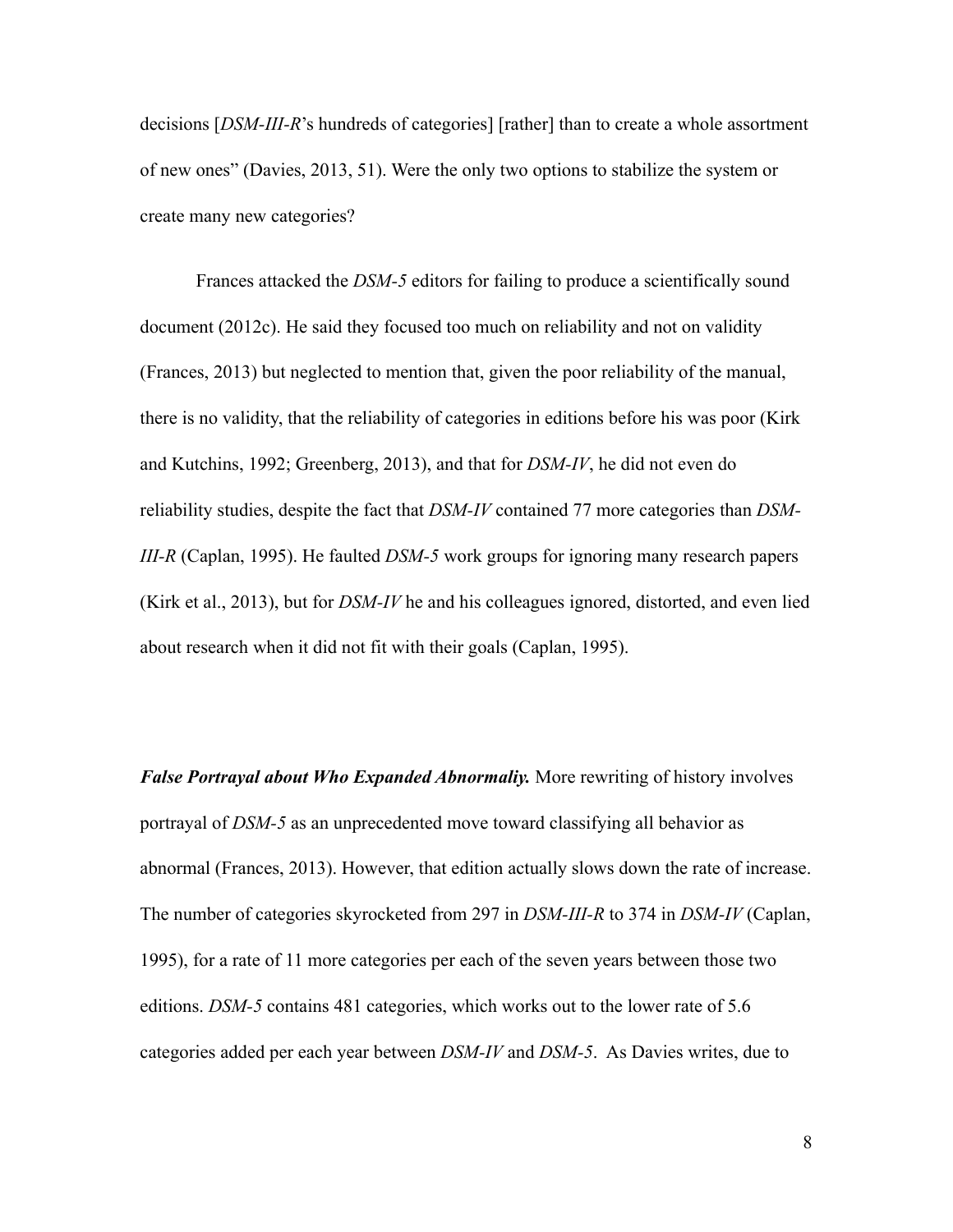decisions [*DSM-III-R*'s hundreds of categories] [rather] than to create a whole assortment of new ones" (Davies, 2013, 51). Were the only two options to stabilize the system or create many new categories?

Frances attacked the *DSM-5* editors for failing to produce a scientifically sound document (2012c). He said they focused too much on reliability and not on validity (Frances, 2013) but neglected to mention that, given the poor reliability of the manual, there is no validity, that the reliability of categories in editions before his was poor (Kirk and Kutchins, 1992; Greenberg, 2013), and that for *DSM-IV*, he did not even do reliability studies, despite the fact that *DSM-IV* contained 77 more categories than *DSM-III-R* (Caplan, 1995). He faulted *DSM-5* work groups for ignoring many research papers (Kirk et al., 2013), but for *DSM-IV* he and his colleagues ignored, distorted, and even lied about research when it did not fit with their goals (Caplan, 1995).

***False Portrayal about Who Expanded Abnormaliy.*** More rewriting of history involves portrayal of *DSM-5* as an unprecedented move toward classifying all behavior as abnormal (Frances, 2013). However, that edition actually slows down the rate of increase. The number of categories skyrocketed from 297 in *DSM-III-R* to 374 in *DSM-IV* (Caplan, 1995), for a rate of 11 more categories per each of the seven years between those two editions. *DSM-5* contains 481 categories, which works out to the lower rate of 5.6 categories added per each year between *DSM-IV* and *DSM-5*. As Davies writes, due to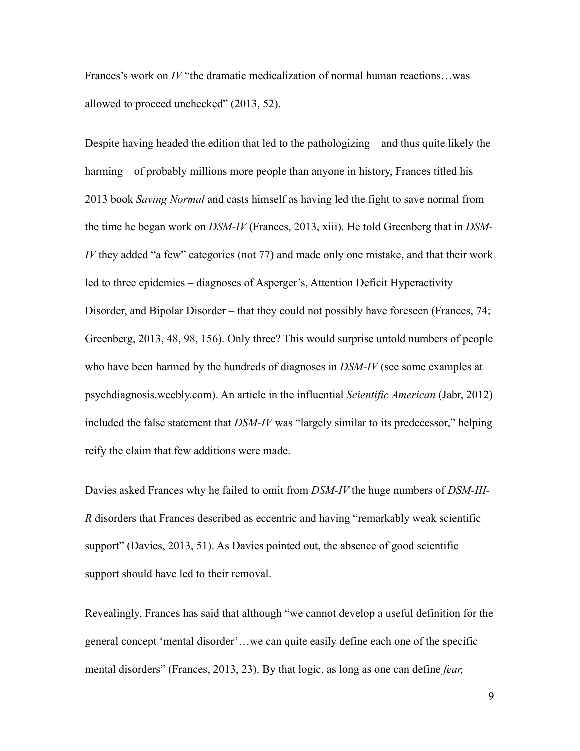Frances's work on *IV* "the dramatic medicalization of normal human reactions…was allowed to proceed unchecked" (2013, 52).

Despite having headed the edition that led to the pathologizing – and thus quite likely the harming – of probably millions more people than anyone in history, Frances titled his 2013 book *Saving Normal* and casts himself as having led the fight to save normal from the time he began work on *DSM-IV* (Frances, 2013, xiii). He told Greenberg that in *DSM-IV* they added "a few" categories (not 77) and made only one mistake, and that their work led to three epidemics – diagnoses of Asperger's, Attention Deficit Hyperactivity Disorder, and Bipolar Disorder – that they could not possibly have foreseen (Frances, 74; Greenberg, 2013, 48, 98, 156). Only three? This would surprise untold numbers of people who have been harmed by the hundreds of diagnoses in *DSM-IV* (see some examples at psychdiagnosis.weebly.com). An article in the influential *Scientific American* (Jabr, 2012) included the false statement that *DSM-IV* was "largely similar to its predecessor," helping reify the claim that few additions were made.

Davies asked Frances why he failed to omit from *DSM-IV* the huge numbers of *DSM-III-R* disorders that Frances described as eccentric and having "remarkably weak scientific support" (Davies, 2013, 51). As Davies pointed out, the absence of good scientific support should have led to their removal.

Revealingly, Frances has said that although "we cannot develop a useful definition for the general concept 'mental disorder'…we can quite easily define each one of the specific mental disorders" (Frances, 2013, 23). By that logic, as long as one can define *fear,*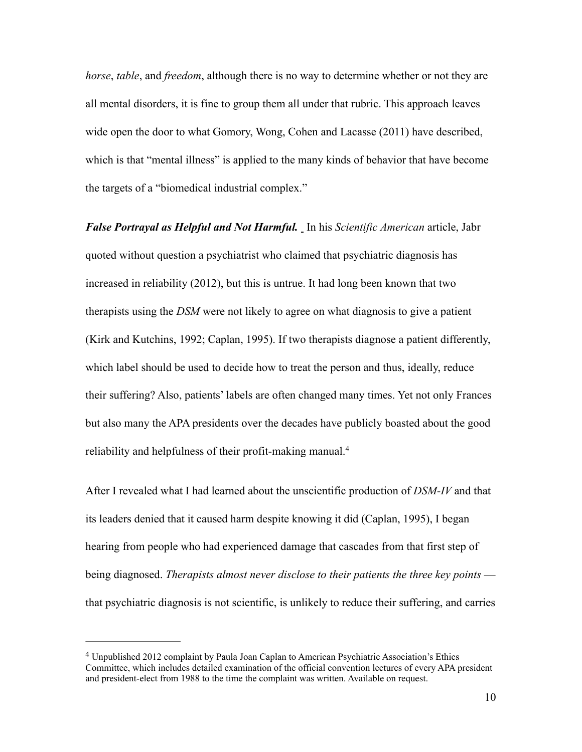*horse*, *table*, and *freedom*, although there is no way to determine whether or not they are all mental disorders, it is fine to group them all under that rubric. This approach leaves wide open the door to what Gomory, Wong, Cohen and Lacasse (2011) have described, which is that "mental illness" is applied to the many kinds of behavior that have become the targets of a "biomedical industrial complex."

***False Portrayal as Helpful and Not Harmful.*** In his *Scientific American* article, Jabr quoted without question a psychiatrist who claimed that psychiatric diagnosis has increased in reliability (2012), but this is untrue. It had long been known that two therapists using the *DSM* were not likely to agree on what diagnosis to give a patient (Kirk and Kutchins, 1992; Caplan, 1995). If two therapists diagnose a patient differently, which label should be used to decide how to treat the person and thus, ideally, reduce their suffering? Also, patients' labels are often changed many times. Yet not only Frances but also many the APA presidents over the decades have publicly boasted about the good reliability and helpfulness of their profit-making manual.[4]

After I revealed what I had learned about the unscientific production of *DSM-IV* and that its leaders denied that it caused harm despite knowing it did (Caplan, 1995), I began hearing from people who had experienced damage that cascades from that first step of being diagnosed. *Therapists almost never disclose to their patients the three key points* — that psychiatric diagnosis is not scientific, is unlikely to reduce their suffering, and carries

---

[4] Unpublished 2012 complaint by Paula Joan Caplan to American Psychiatric Association's Ethics Committee, which includes detailed examination of the official convention lectures of every APA president and president-elect from 1988 to the time the complaint was written. Available on request.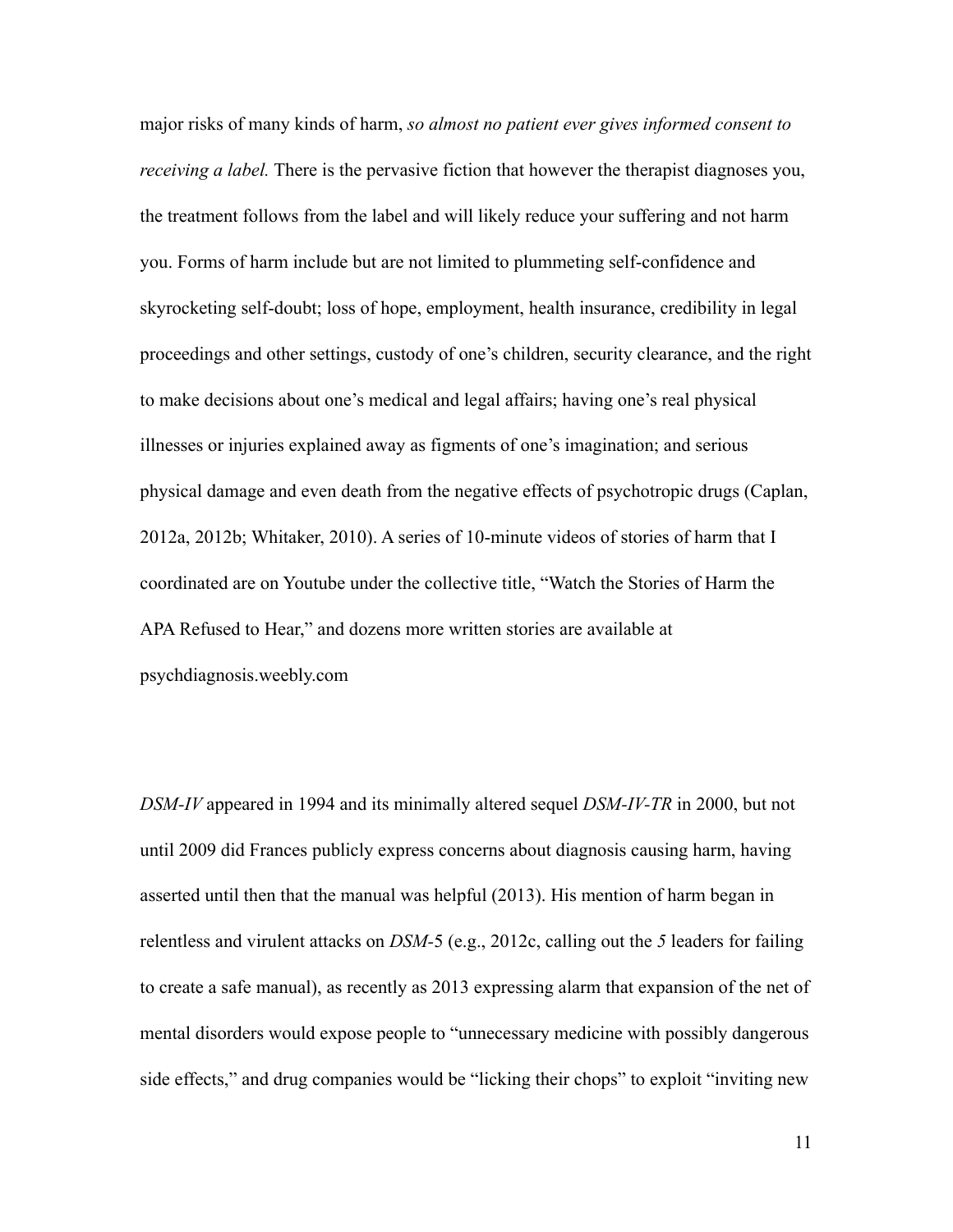major risks of many kinds of harm, *so almost no patient ever gives informed consent to receiving a label.* There is the pervasive fiction that however the therapist diagnoses you, the treatment follows from the label and will likely reduce your suffering and not harm you. Forms of harm include but are not limited to plummeting self-confidence and skyrocketing self-doubt; loss of hope, employment, health insurance, credibility in legal proceedings and other settings, custody of one's children, security clearance, and the right to make decisions about one's medical and legal affairs; having one's real physical illnesses or injuries explained away as figments of one's imagination; and serious physical damage and even death from the negative effects of psychotropic drugs (Caplan, 2012a, 2012b; Whitaker, 2010). A series of 10-minute videos of stories of harm that I coordinated are on Youtube under the collective title, "Watch the Stories of Harm the APA Refused to Hear," and dozens more written stories are available at psychdiagnosis.weebly.com

*DSM-IV* appeared in 1994 and its minimally altered sequel *DSM-IV-TR* in 2000, but not until 2009 did Frances publicly express concerns about diagnosis causing harm, having asserted until then that the manual was helpful (2013). His mention of harm began in relentless and virulent attacks on *DSM*-5 (e.g., 2012c, calling out the *5* leaders for failing to create a safe manual), as recently as 2013 expressing alarm that expansion of the net of mental disorders would expose people to "unnecessary medicine with possibly dangerous side effects," and drug companies would be "licking their chops" to exploit "inviting new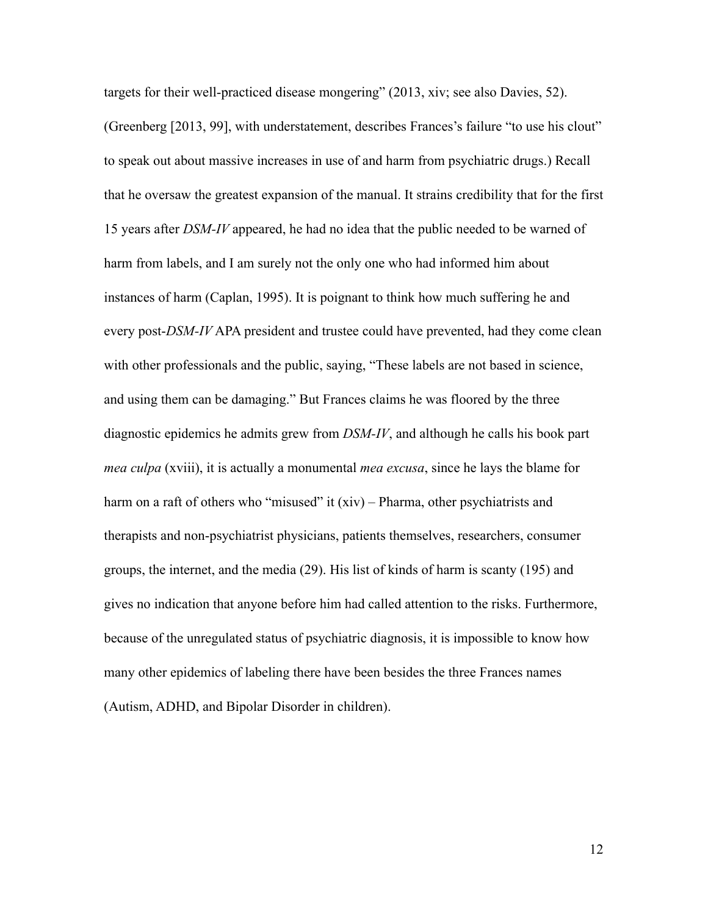targets for their well-practiced disease mongering" (2013, xiv; see also Davies, 52). (Greenberg [2013, 99], with understatement, describes Frances's failure "to use his clout" to speak out about massive increases in use of and harm from psychiatric drugs.) Recall that he oversaw the greatest expansion of the manual. It strains credibility that for the first 15 years after *DSM-IV* appeared, he had no idea that the public needed to be warned of harm from labels, and I am surely not the only one who had informed him about instances of harm (Caplan, 1995). It is poignant to think how much suffering he and every post-*DSM-IV* APA president and trustee could have prevented, had they come clean with other professionals and the public, saying, "These labels are not based in science, and using them can be damaging." But Frances claims he was floored by the three diagnostic epidemics he admits grew from *DSM-IV*, and although he calls his book part *mea culpa* (xviii), it is actually a monumental *mea excusa*, since he lays the blame for harm on a raft of others who "misused" it (xiv) – Pharma, other psychiatrists and therapists and non-psychiatrist physicians, patients themselves, researchers, consumer groups, the internet, and the media (29). His list of kinds of harm is scanty (195) and gives no indication that anyone before him had called attention to the risks. Furthermore, because of the unregulated status of psychiatric diagnosis, it is impossible to know how many other epidemics of labeling there have been besides the three Frances names (Autism, ADHD, and Bipolar Disorder in children).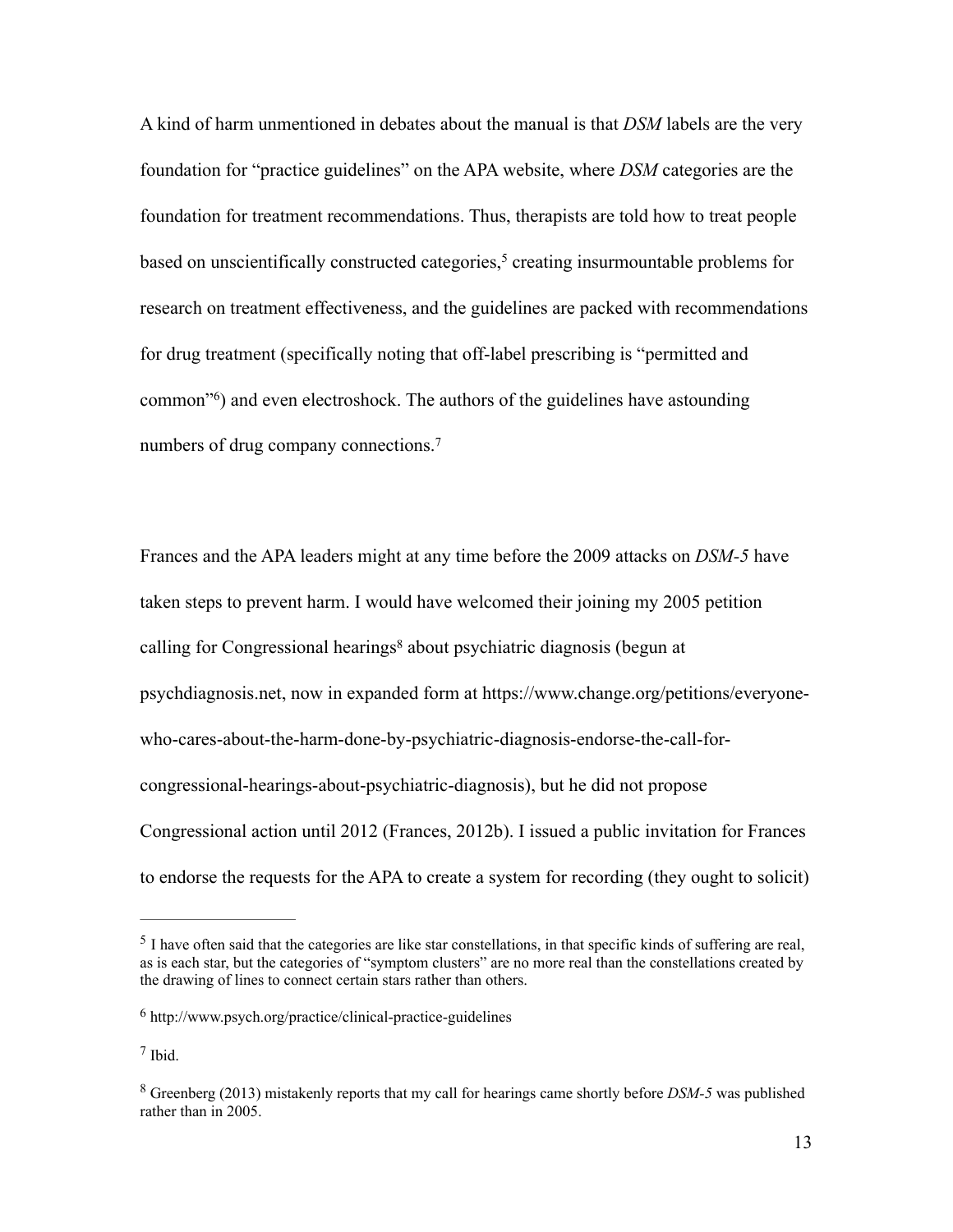A kind of harm unmentioned in debates about the manual is that *DSM* labels are the very foundation for "practice guidelines" on the APA website, where *DSM* categories are the foundation for treatment recommendations. Thus, therapists are told how to treat people based on unscientifically constructed categories,[5] creating insurmountable problems for research on treatment effectiveness, and the guidelines are packed with recommendations for drug treatment (specifically noting that off-label prescribing is "permitted and common"[6]) and even electroshock. The authors of the guidelines have astounding numbers of drug company connections.[7]

Frances and the APA leaders might at any time before the 2009 attacks on *DSM-5* have taken steps to prevent harm. I would have welcomed their joining my 2005 petition calling for Congressional hearings[8] about psychiatric diagnosis (begun at psychdiagnosis.net, now in expanded form at https://www.change.org/petitions/everyone-who-cares-about-the-harm-done-by-psychiatric-diagnosis-endorse-the-call-for-congressional-hearings-about-psychiatric-diagnosis), but he did not propose Congressional action until 2012 (Frances, 2012b). I issued a public invitation for Frances to endorse the requests for the APA to create a system for recording (they ought to solicit)

---

[5] I have often said that the categories are like star constellations, in that specific kinds of suffering are real, as is each star, but the categories of "symptom clusters" are no more real than the constellations created by the drawing of lines to connect certain stars rather than others.

[6] http://www.psych.org/practice/clinical-practice-guidelines

[7] Ibid.

[8] Greenberg (2013) mistakenly reports that my call for hearings came shortly before *DSM-5* was published rather than in 2005.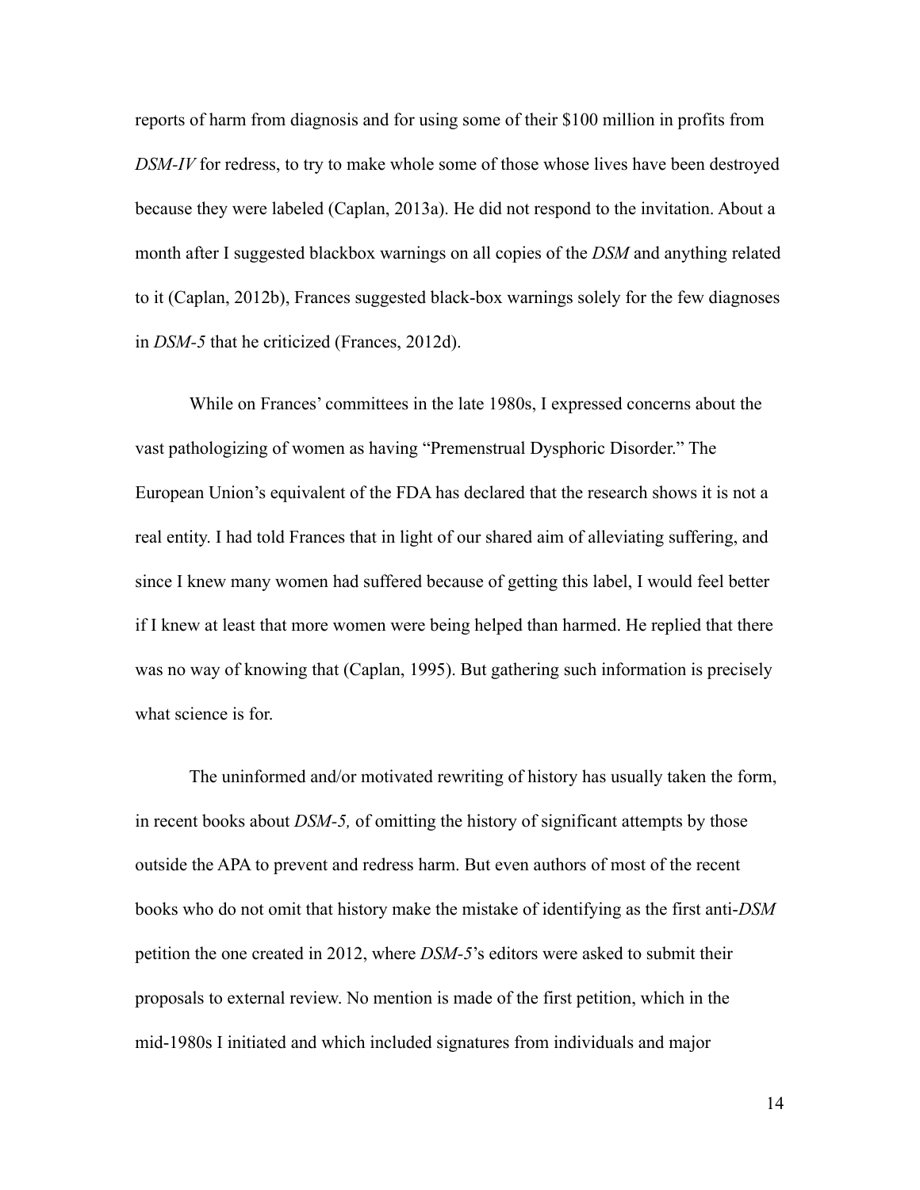reports of harm from diagnosis and for using some of their $100 million in profits from *DSM-IV* for redress, to try to make whole some of those whose lives have been destroyed because they were labeled (Caplan, 2013a). He did not respond to the invitation. About a month after I suggested blackbox warnings on all copies of the *DSM* and anything related to it (Caplan, 2012b), Frances suggested black-box warnings solely for the few diagnoses in *DSM-5* that he criticized (Frances, 2012d).

While on Frances' committees in the late 1980s, I expressed concerns about the vast pathologizing of women as having "Premenstrual Dysphoric Disorder." The European Union's equivalent of the FDA has declared that the research shows it is not a real entity. I had told Frances that in light of our shared aim of alleviating suffering, and since I knew many women had suffered because of getting this label, I would feel better if I knew at least that more women were being helped than harmed. He replied that there was no way of knowing that (Caplan, 1995). But gathering such information is precisely what science is for.

The uninformed and/or motivated rewriting of history has usually taken the form, in recent books about *DSM-5,* of omitting the history of significant attempts by those outside the APA to prevent and redress harm. But even authors of most of the recent books who do not omit that history make the mistake of identifying as the first anti-*DSM* petition the one created in 2012, where *DSM-5*'s editors were asked to submit their proposals to external review. No mention is made of the first petition, which in the mid-1980s I initiated and which included signatures from individuals and major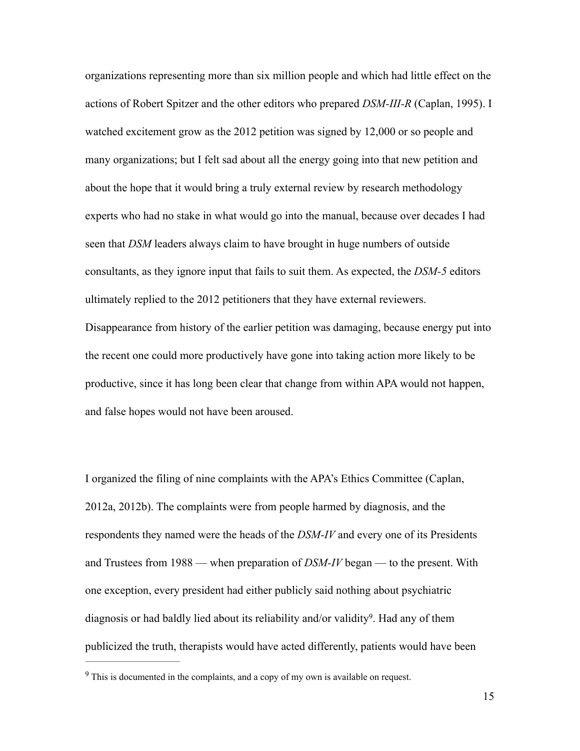organizations representing more than six million people and which had little effect on the actions of Robert Spitzer and the other editors who prepared *DSM-III-R* (Caplan, 1995). I watched excitement grow as the 2012 petition was signed by 12,000 or so people and many organizations; but I felt sad about all the energy going into that new petition and about the hope that it would bring a truly external review by research methodology experts who had no stake in what would go into the manual, because over decades I had seen that *DSM* leaders always claim to have brought in huge numbers of outside consultants, as they ignore input that fails to suit them. As expected, the *DSM-5* editors ultimately replied to the 2012 petitioners that they have external reviewers. Disappearance from history of the earlier petition was damaging, because energy put into the recent one could more productively have gone into taking action more likely to be productive, since it has long been clear that change from within APA would not happen, and false hopes would not have been aroused.

I organized the filing of nine complaints with the APA's Ethics Committee (Caplan, 2012a, 2012b). The complaints were from people harmed by diagnosis, and the respondents they named were the heads of the *DSM-IV* and every one of its Presidents and Trustees from 1988 — when preparation of *DSM-IV* began — to the present. With one exception, every president had either publicly said nothing about psychiatric diagnosis or had baldly lied about its reliability and/or validity[9]. Had any of them publicized the truth, therapists would have acted differently, patients would have been

[9] This is documented in the complaints, and a copy of my own is available on request.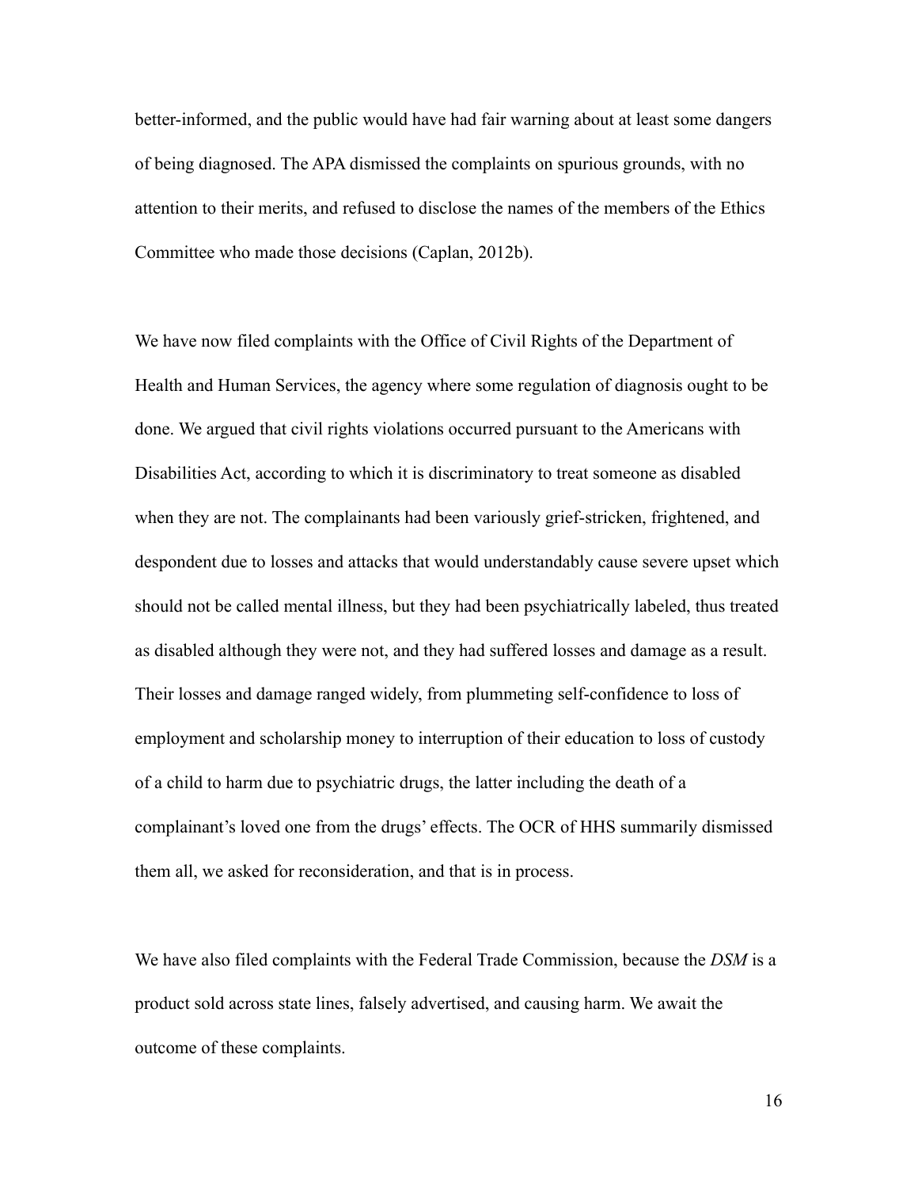better-informed, and the public would have had fair warning about at least some dangers of being diagnosed. The APA dismissed the complaints on spurious grounds, with no attention to their merits, and refused to disclose the names of the members of the Ethics Committee who made those decisions (Caplan, 2012b).

We have now filed complaints with the Office of Civil Rights of the Department of Health and Human Services, the agency where some regulation of diagnosis ought to be done. We argued that civil rights violations occurred pursuant to the Americans with Disabilities Act, according to which it is discriminatory to treat someone as disabled when they are not. The complainants had been variously grief-stricken, frightened, and despondent due to losses and attacks that would understandably cause severe upset which should not be called mental illness, but they had been psychiatrically labeled, thus treated as disabled although they were not, and they had suffered losses and damage as a result. Their losses and damage ranged widely, from plummeting self-confidence to loss of employment and scholarship money to interruption of their education to loss of custody of a child to harm due to psychiatric drugs, the latter including the death of a complainant's loved one from the drugs' effects. The OCR of HHS summarily dismissed them all, we asked for reconsideration, and that is in process.

We have also filed complaints with the Federal Trade Commission, because the *DSM* is a product sold across state lines, falsely advertised, and causing harm. We await the outcome of these complaints.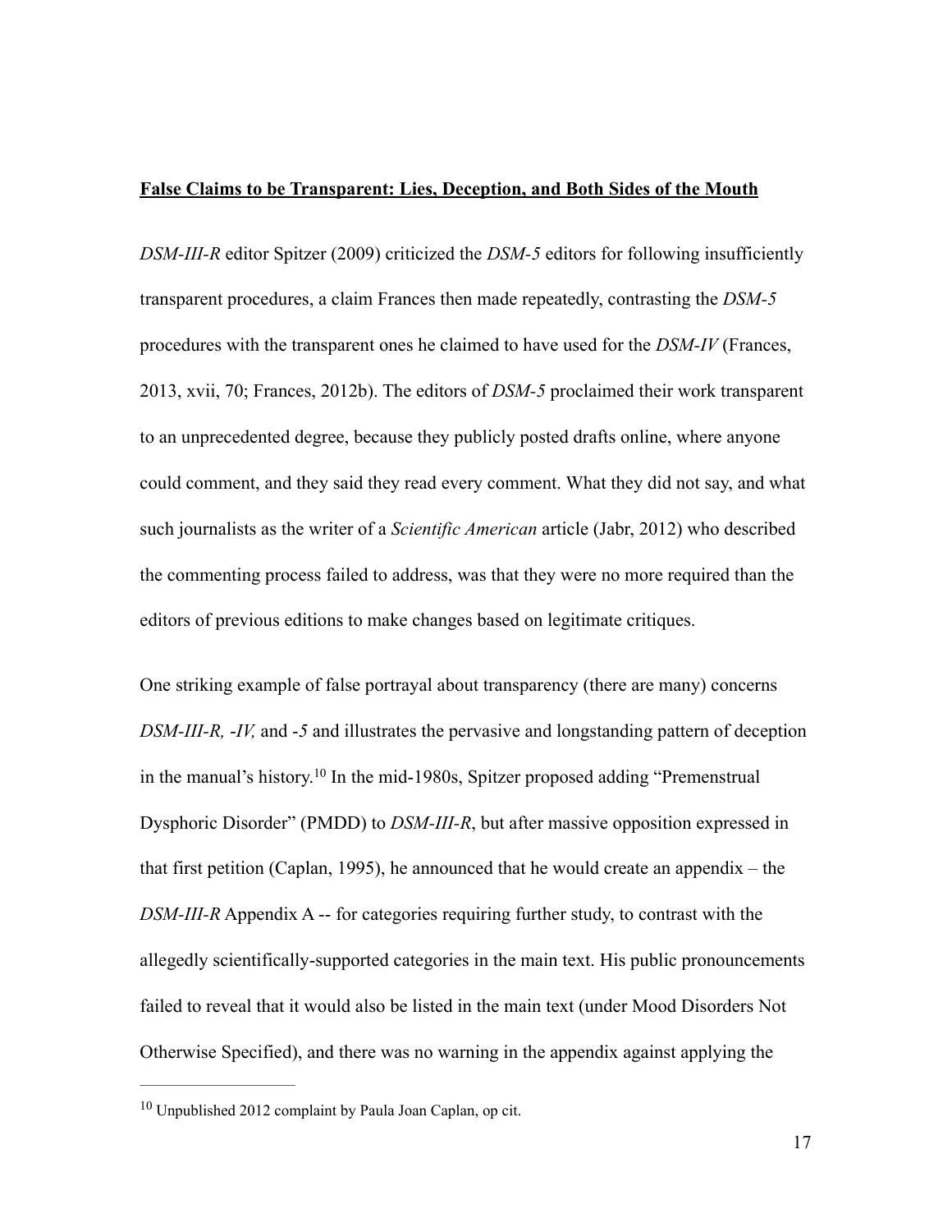**False Claims to be Transparent: Lies, Deception, and Both Sides of the Mouth**

*DSM-III-R* editor Spitzer (2009) criticized the *DSM-5* editors for following insufficiently transparent procedures, a claim Frances then made repeatedly, contrasting the *DSM-5* procedures with the transparent ones he claimed to have used for the *DSM-IV* (Frances, 2013, xvii, 70; Frances, 2012b). The editors of *DSM-5* proclaimed their work transparent to an unprecedented degree, because they publicly posted drafts online, where anyone could comment, and they said they read every comment. What they did not say, and what such journalists as the writer of a *Scientific American* article (Jabr, 2012) who described the commenting process failed to address, was that they were no more required than the editors of previous editions to make changes based on legitimate critiques.

One striking example of false portrayal about transparency (there are many) concerns *DSM-III-R, -IV,* and *-5* and illustrates the pervasive and longstanding pattern of deception in the manual's history.[10] In the mid-1980s, Spitzer proposed adding "Premenstrual Dysphoric Disorder" (PMDD) to *DSM-III-R*, but after massive opposition expressed in that first petition (Caplan, 1995), he announced that he would create an appendix – the *DSM-III-R* Appendix A -- for categories requiring further study, to contrast with the allegedly scientifically-supported categories in the main text. His public pronouncements failed to reveal that it would also be listed in the main text (under Mood Disorders Not Otherwise Specified), and there was no warning in the appendix against applying the

[10] Unpublished 2012 complaint by Paula Joan Caplan, op cit.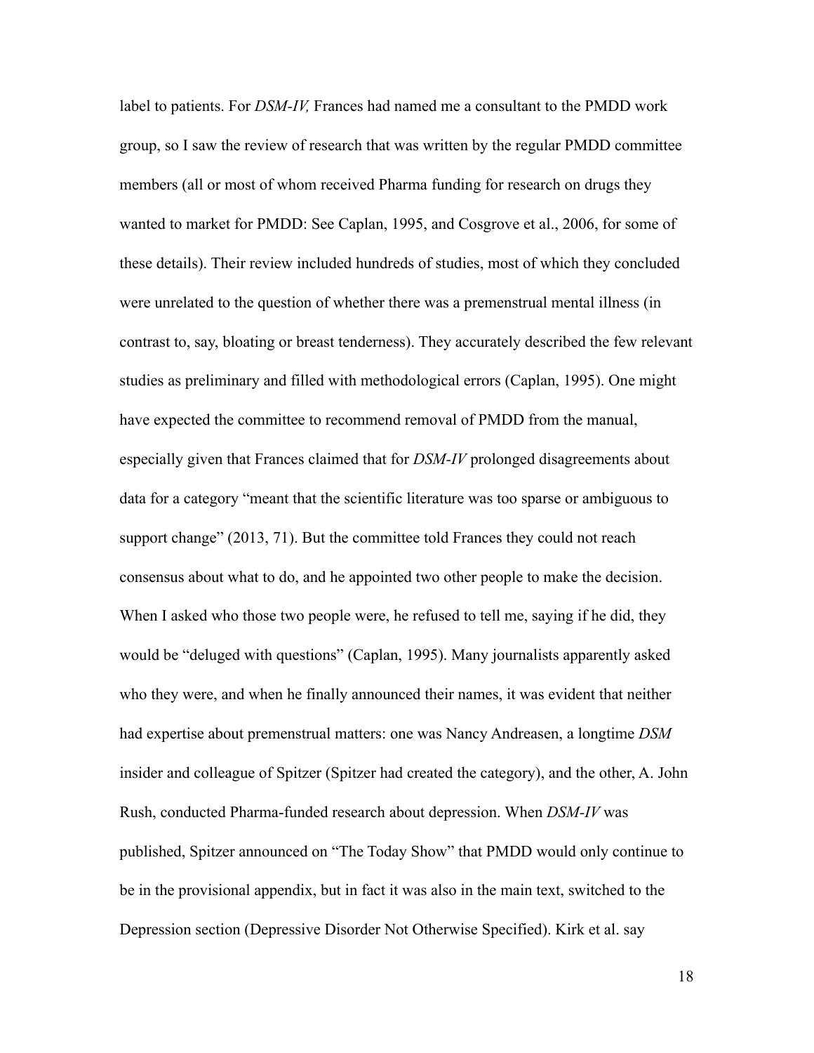label to patients. For *DSM-IV,* Frances had named me a consultant to the PMDD work group, so I saw the review of research that was written by the regular PMDD committee members (all or most of whom received Pharma funding for research on drugs they wanted to market for PMDD: See Caplan, 1995, and Cosgrove et al., 2006, for some of these details). Their review included hundreds of studies, most of which they concluded were unrelated to the question of whether there was a premenstrual mental illness (in contrast to, say, bloating or breast tenderness). They accurately described the few relevant studies as preliminary and filled with methodological errors (Caplan, 1995). One might have expected the committee to recommend removal of PMDD from the manual, especially given that Frances claimed that for *DSM-IV* prolonged disagreements about data for a category "meant that the scientific literature was too sparse or ambiguous to support change" (2013, 71). But the committee told Frances they could not reach consensus about what to do, and he appointed two other people to make the decision. When I asked who those two people were, he refused to tell me, saying if he did, they would be "deluged with questions" (Caplan, 1995). Many journalists apparently asked who they were, and when he finally announced their names, it was evident that neither had expertise about premenstrual matters: one was Nancy Andreasen, a longtime *DSM* insider and colleague of Spitzer (Spitzer had created the category), and the other, A. John Rush, conducted Pharma-funded research about depression. When *DSM-IV* was published, Spitzer announced on "The Today Show" that PMDD would only continue to be in the provisional appendix, but in fact it was also in the main text, switched to the Depression section (Depressive Disorder Not Otherwise Specified). Kirk et al. say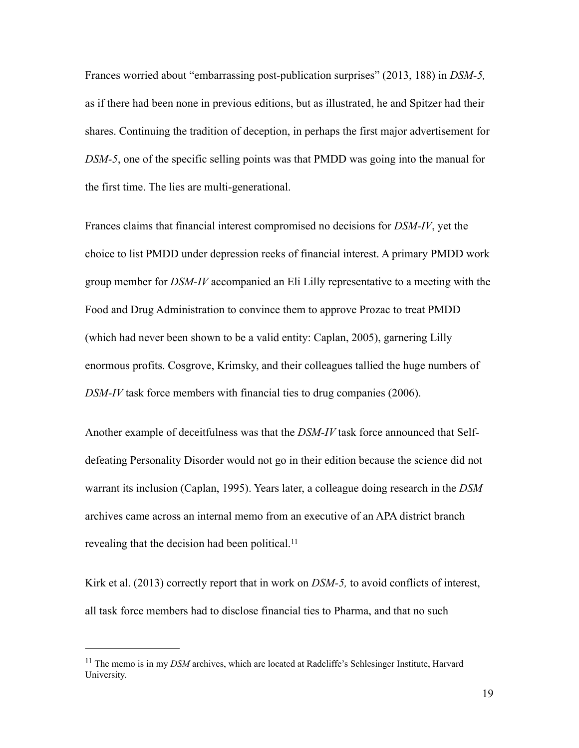Frances worried about "embarrassing post-publication surprises" (2013, 188) in *DSM-5,* as if there had been none in previous editions, but as illustrated, he and Spitzer had their shares. Continuing the tradition of deception, in perhaps the first major advertisement for *DSM-5*, one of the specific selling points was that PMDD was going into the manual for the first time. The lies are multi-generational.

Frances claims that financial interest compromised no decisions for *DSM-IV*, yet the choice to list PMDD under depression reeks of financial interest. A primary PMDD work group member for *DSM-IV* accompanied an Eli Lilly representative to a meeting with the Food and Drug Administration to convince them to approve Prozac to treat PMDD (which had never been shown to be a valid entity: Caplan, 2005), garnering Lilly enormous profits. Cosgrove, Krimsky, and their colleagues tallied the huge numbers of *DSM-IV* task force members with financial ties to drug companies (2006).

Another example of deceitfulness was that the *DSM-IV* task force announced that Self-defeating Personality Disorder would not go in their edition because the science did not warrant its inclusion (Caplan, 1995). Years later, a colleague doing research in the *DSM* archives came across an internal memo from an executive of an APA district branch revealing that the decision had been political.[11]

Kirk et al. (2013) correctly report that in work on *DSM-5,* to avoid conflicts of interest, all task force members had to disclose financial ties to Pharma, and that no such

[11] The memo is in my *DSM* archives, which are located at Radcliffe's Schlesinger Institute, Harvard University.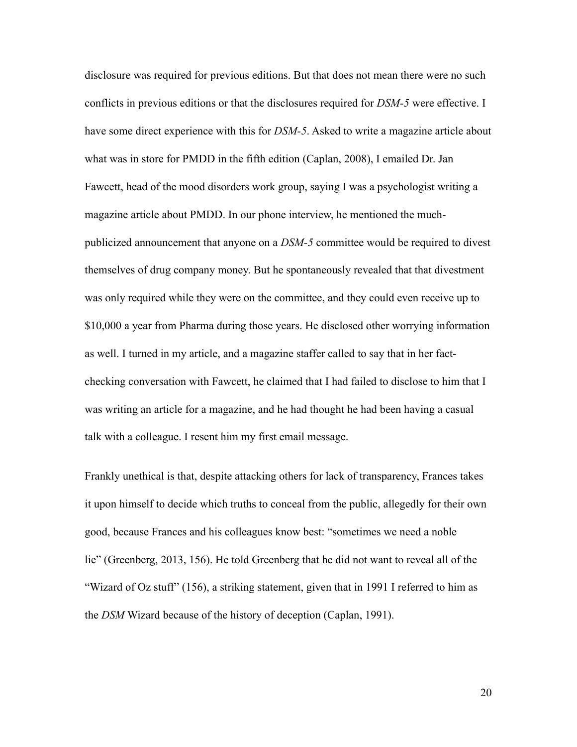disclosure was required for previous editions. But that does not mean there were no such conflicts in previous editions or that the disclosures required for *DSM-5* were effective. I have some direct experience with this for *DSM-5*. Asked to write a magazine article about what was in store for PMDD in the fifth edition (Caplan, 2008), I emailed Dr. Jan Fawcett, head of the mood disorders work group, saying I was a psychologist writing a magazine article about PMDD. In our phone interview, he mentioned the much-publicized announcement that anyone on a *DSM-5* committee would be required to divest themselves of drug company money. But he spontaneously revealed that that divestment was only required while they were on the committee, and they could even receive up to $10,000 a year from Pharma during those years. He disclosed other worrying information as well. I turned in my article, and a magazine staffer called to say that in her fact-checking conversation with Fawcett, he claimed that I had failed to disclose to him that I was writing an article for a magazine, and he had thought he had been having a casual talk with a colleague. I resent him my first email message.

Frankly unethical is that, despite attacking others for lack of transparency, Frances takes it upon himself to decide which truths to conceal from the public, allegedly for their own good, because Frances and his colleagues know best: "sometimes we need a noble lie" (Greenberg, 2013, 156). He told Greenberg that he did not want to reveal all of the "Wizard of Oz stuff" (156), a striking statement, given that in 1991 I referred to him as the *DSM* Wizard because of the history of deception (Caplan, 1991).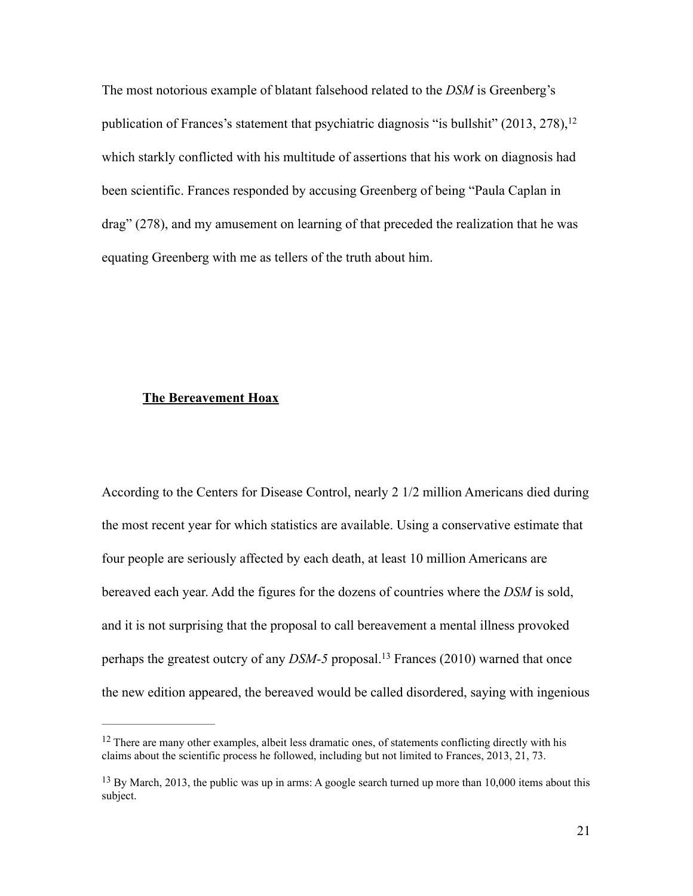The most notorious example of blatant falsehood related to the *DSM* is Greenberg's publication of Frances's statement that psychiatric diagnosis "is bullshit" (2013, 278),[12] which starkly conflicted with his multitude of assertions that his work on diagnosis had been scientific. Frances responded by accusing Greenberg of being "Paula Caplan in drag" (278), and my amusement on learning of that preceded the realization that he was equating Greenberg with me as tellers of the truth about him.

## **The Bereavement Hoax**

According to the Centers for Disease Control, nearly 2 1/2 million Americans died during the most recent year for which statistics are available. Using a conservative estimate that four people are seriously affected by each death, at least 10 million Americans are bereaved each year. Add the figures for the dozens of countries where the *DSM* is sold, and it is not surprising that the proposal to call bereavement a mental illness provoked perhaps the greatest outcry of any *DSM-5* proposal.[13] Frances (2010) warned that once the new edition appeared, the bereaved would be called disordered, saying with ingenious

---

[12] There are many other examples, albeit less dramatic ones, of statements conflicting directly with his claims about the scientific process he followed, including but not limited to Frances, 2013, 21, 73.

[13] By March, 2013, the public was up in arms: A google search turned up more than 10,000 items about this subject.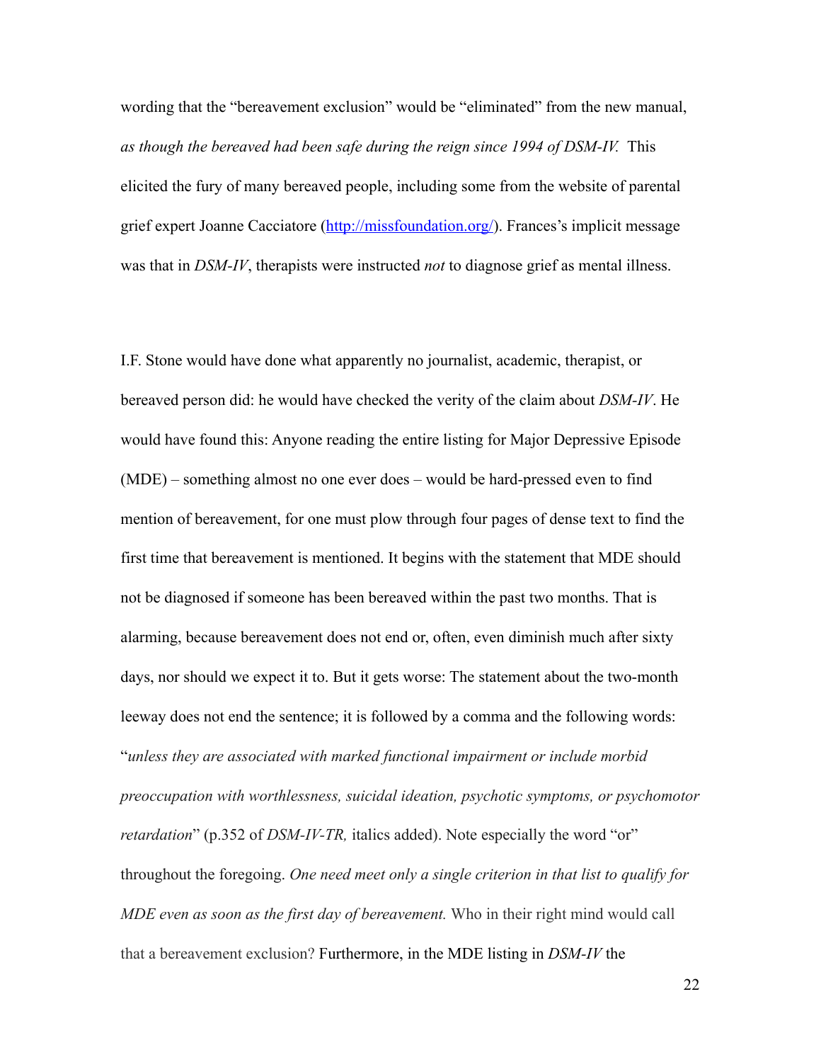wording that the "bereavement exclusion" would be "eliminated" from the new manual, *as though the bereaved had been safe during the reign since 1994 of DSM-IV.* This elicited the fury of many bereaved people, including some from the website of parental grief expert Joanne Cacciatore (http://missfoundation.org/). Frances's implicit message was that in *DSM-IV*, therapists were instructed *not* to diagnose grief as mental illness.

I.F. Stone would have done what apparently no journalist, academic, therapist, or bereaved person did: he would have checked the verity of the claim about *DSM-IV*. He would have found this: Anyone reading the entire listing for Major Depressive Episode (MDE) – something almost no one ever does – would be hard-pressed even to find mention of bereavement, for one must plow through four pages of dense text to find the first time that bereavement is mentioned. It begins with the statement that MDE should not be diagnosed if someone has been bereaved within the past two months. That is alarming, because bereavement does not end or, often, even diminish much after sixty days, nor should we expect it to. But it gets worse: The statement about the two-month leeway does not end the sentence; it is followed by a comma and the following words: "*unless they are associated with marked functional impairment or include morbid preoccupation with worthlessness, suicidal ideation, psychotic symptoms, or psychomotor retardation*" (p.352 of *DSM-IV-TR,* italics added). Note especially the word "or" throughout the foregoing. *One need meet only a single criterion in that list to qualify for MDE even as soon as the first day of bereavement.* Who in their right mind would call that a bereavement exclusion? Furthermore, in the MDE listing in *DSM-IV* the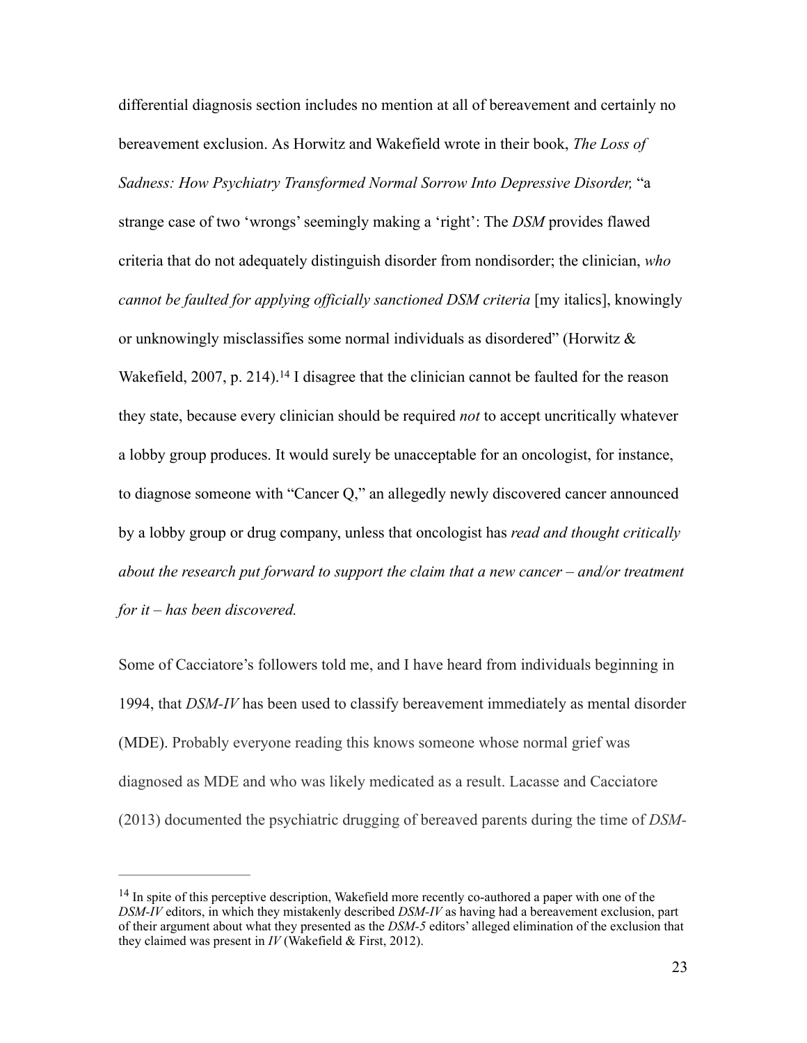differential diagnosis section includes no mention at all of bereavement and certainly no bereavement exclusion. As Horwitz and Wakefield wrote in their book, *The Loss of Sadness: How Psychiatry Transformed Normal Sorrow Into Depressive Disorder,* "a strange case of two 'wrongs' seemingly making a 'right': The *DSM* provides flawed criteria that do not adequately distinguish disorder from nondisorder; the clinician, *who cannot be faulted for applying officially sanctioned DSM criteria* [my italics], knowingly or unknowingly misclassifies some normal individuals as disordered" (Horwitz & Wakefield, 2007, p. 214).[14] I disagree that the clinician cannot be faulted for the reason they state, because every clinician should be required *not* to accept uncritically whatever a lobby group produces. It would surely be unacceptable for an oncologist, for instance, to diagnose someone with "Cancer Q," an allegedly newly discovered cancer announced by a lobby group or drug company, unless that oncologist has *read and thought critically about the research put forward to support the claim that a new cancer – and/or treatment for it – has been discovered.*

Some of Cacciatore's followers told me, and I have heard from individuals beginning in 1994, that *DSM-IV* has been used to classify bereavement immediately as mental disorder (MDE). Probably everyone reading this knows someone whose normal grief was diagnosed as MDE and who was likely medicated as a result. Lacasse and Cacciatore (2013) documented the psychiatric drugging of bereaved parents during the time of *DSM-*

---

[14] In spite of this perceptive description, Wakefield more recently co-authored a paper with one of the *DSM-IV* editors, in which they mistakenly described *DSM-IV* as having had a bereavement exclusion, part of their argument about what they presented as the *DSM-5* editors' alleged elimination of the exclusion that they claimed was present in *IV* (Wakefield & First, 2012).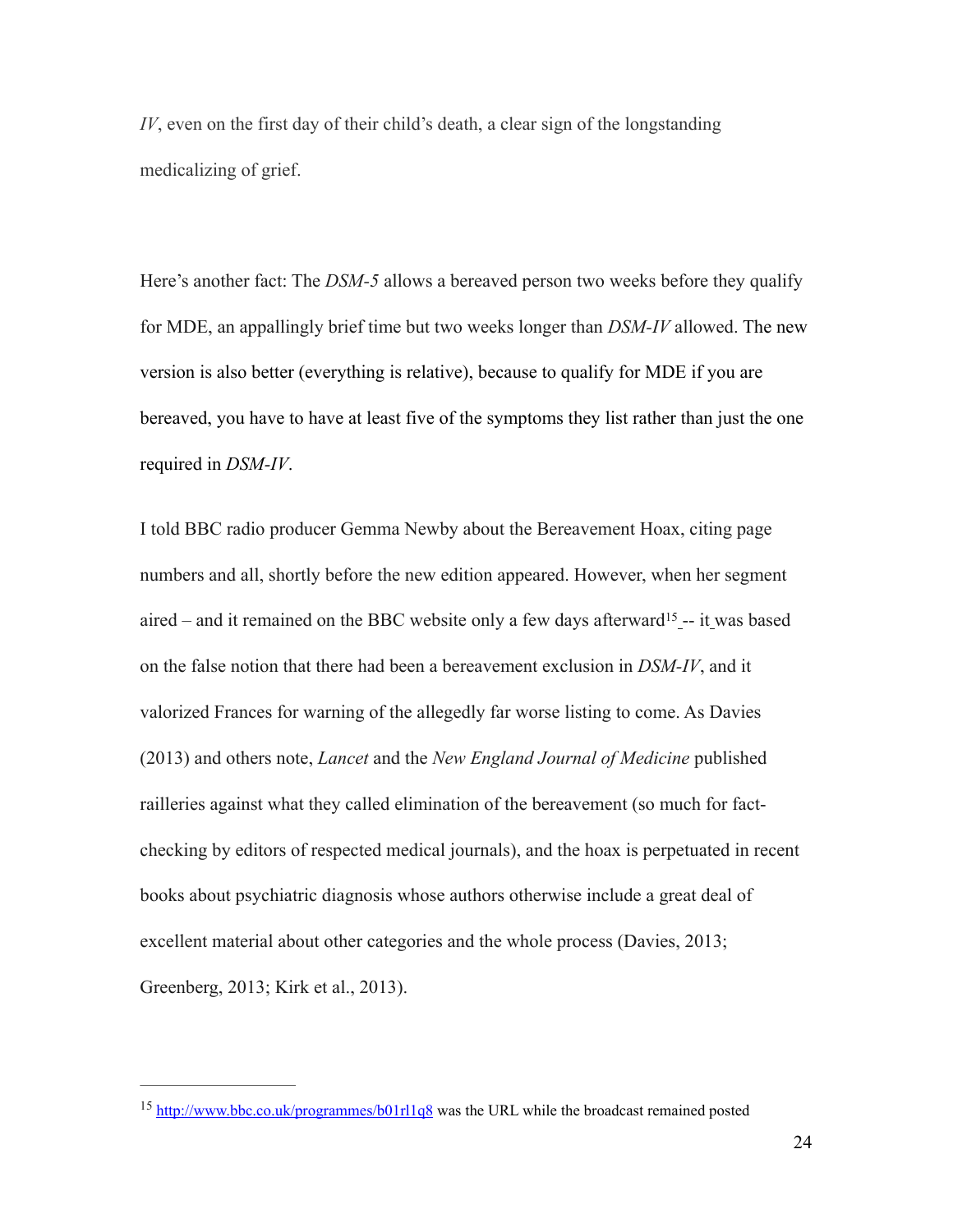*IV*, even on the first day of their child's death, a clear sign of the longstanding medicalizing of grief.

Here's another fact: The *DSM-5* allows a bereaved person two weeks before they qualify for MDE, an appallingly brief time but two weeks longer than *DSM-IV* allowed. The new version is also better (everything is relative), because to qualify for MDE if you are bereaved, you have to have at least five of the symptoms they list rather than just the one required in *DSM-IV*.

I told BBC radio producer Gemma Newby about the Bereavement Hoax, citing page numbers and all, shortly before the new edition appeared. However, when her segment aired – and it remained on the BBC website only a few days afterward[15] -- it was based on the false notion that there had been a bereavement exclusion in *DSM-IV*, and it valorized Frances for warning of the allegedly far worse listing to come. As Davies (2013) and others note, *Lancet* and the *New England Journal of Medicine* published railleries against what they called elimination of the bereavement (so much for fact-checking by editors of respected medical journals), and the hoax is perpetuated in recent books about psychiatric diagnosis whose authors otherwise include a great deal of excellent material about other categories and the whole process (Davies, 2013; Greenberg, 2013; Kirk et al., 2013).

---

[15] http://www.bbc.co.uk/programmes/b01rl1q8 was the URL while the broadcast remained posted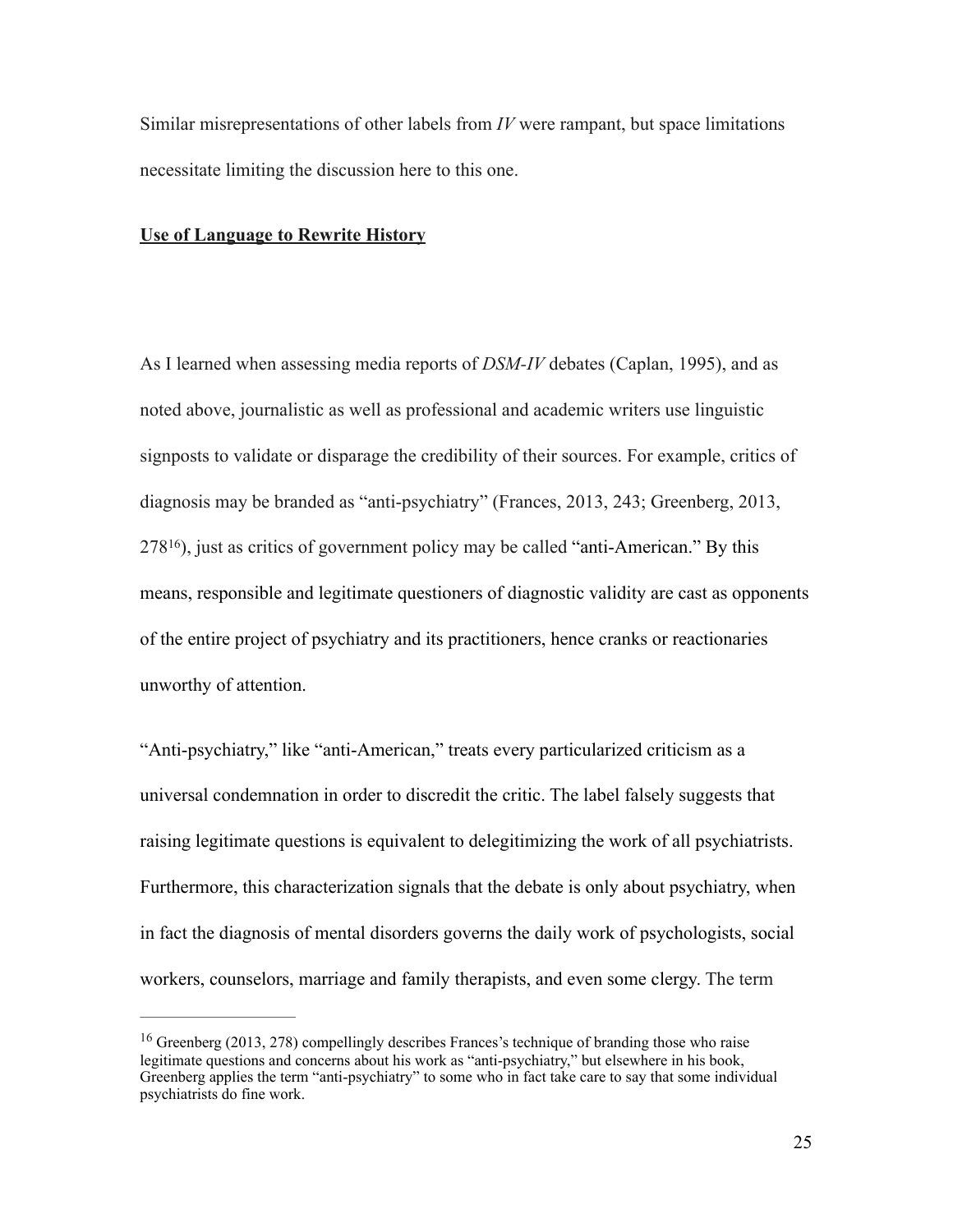Similar misrepresentations of other labels from *IV* were rampant, but space limitations necessitate limiting the discussion here to this one.

**Use of Language to Rewrite History**

As I learned when assessing media reports of *DSM-IV* debates (Caplan, 1995), and as noted above, journalistic as well as professional and academic writers use linguistic signposts to validate or disparage the credibility of their sources. For example, critics of diagnosis may be branded as "anti-psychiatry" (Frances, 2013, 243; Greenberg, 2013, 278[16]), just as critics of government policy may be called "anti-American." By this means, responsible and legitimate questioners of diagnostic validity are cast as opponents of the entire project of psychiatry and its practitioners, hence cranks or reactionaries unworthy of attention.

"Anti-psychiatry," like "anti-American," treats every particularized criticism as a universal condemnation in order to discredit the critic. The label falsely suggests that raising legitimate questions is equivalent to delegitimizing the work of all psychiatrists. Furthermore, this characterization signals that the debate is only about psychiatry, when in fact the diagnosis of mental disorders governs the daily work of psychologists, social workers, counselors, marriage and family therapists, and even some clergy. The term

---

[16] Greenberg (2013, 278) compellingly describes Frances's technique of branding those who raise legitimate questions and concerns about his work as "anti-psychiatry," but elsewhere in his book, Greenberg applies the term "anti-psychiatry" to some who in fact take care to say that some individual psychiatrists do fine work.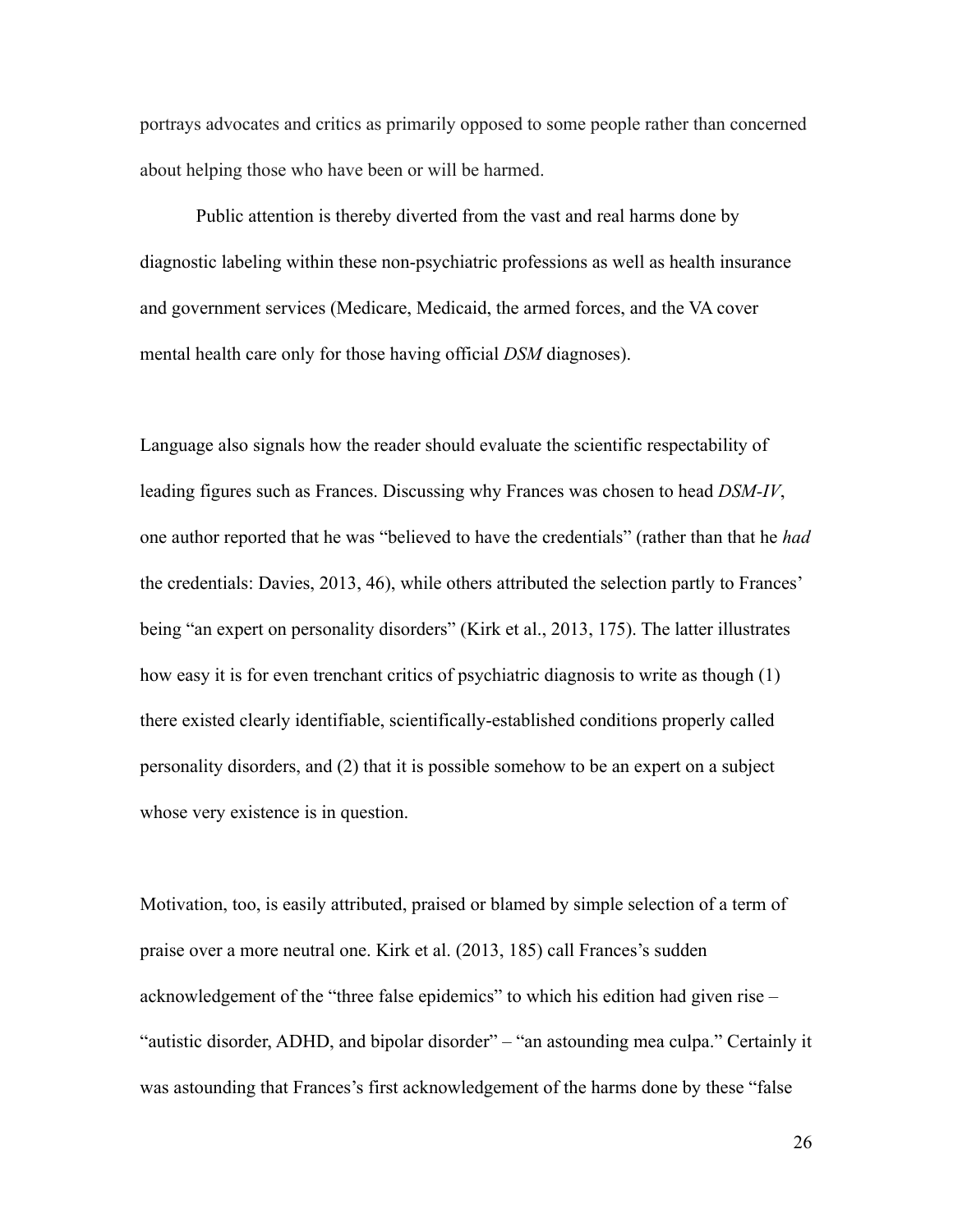portrays advocates and critics as primarily opposed to some people rather than concerned about helping those who have been or will be harmed.

Public attention is thereby diverted from the vast and real harms done by diagnostic labeling within these non-psychiatric professions as well as health insurance and government services (Medicare, Medicaid, the armed forces, and the VA cover mental health care only for those having official *DSM* diagnoses).

Language also signals how the reader should evaluate the scientific respectability of leading figures such as Frances. Discussing why Frances was chosen to head *DSM-IV*, one author reported that he was "believed to have the credentials" (rather than that he *had* the credentials: Davies, 2013, 46), while others attributed the selection partly to Frances' being "an expert on personality disorders" (Kirk et al., 2013, 175). The latter illustrates how easy it is for even trenchant critics of psychiatric diagnosis to write as though (1) there existed clearly identifiable, scientifically-established conditions properly called personality disorders, and (2) that it is possible somehow to be an expert on a subject whose very existence is in question.

Motivation, too, is easily attributed, praised or blamed by simple selection of a term of praise over a more neutral one. Kirk et al. (2013, 185) call Frances's sudden acknowledgement of the "three false epidemics" to which his edition had given rise – "autistic disorder, ADHD, and bipolar disorder" – "an astounding mea culpa." Certainly it was astounding that Frances's first acknowledgement of the harms done by these "false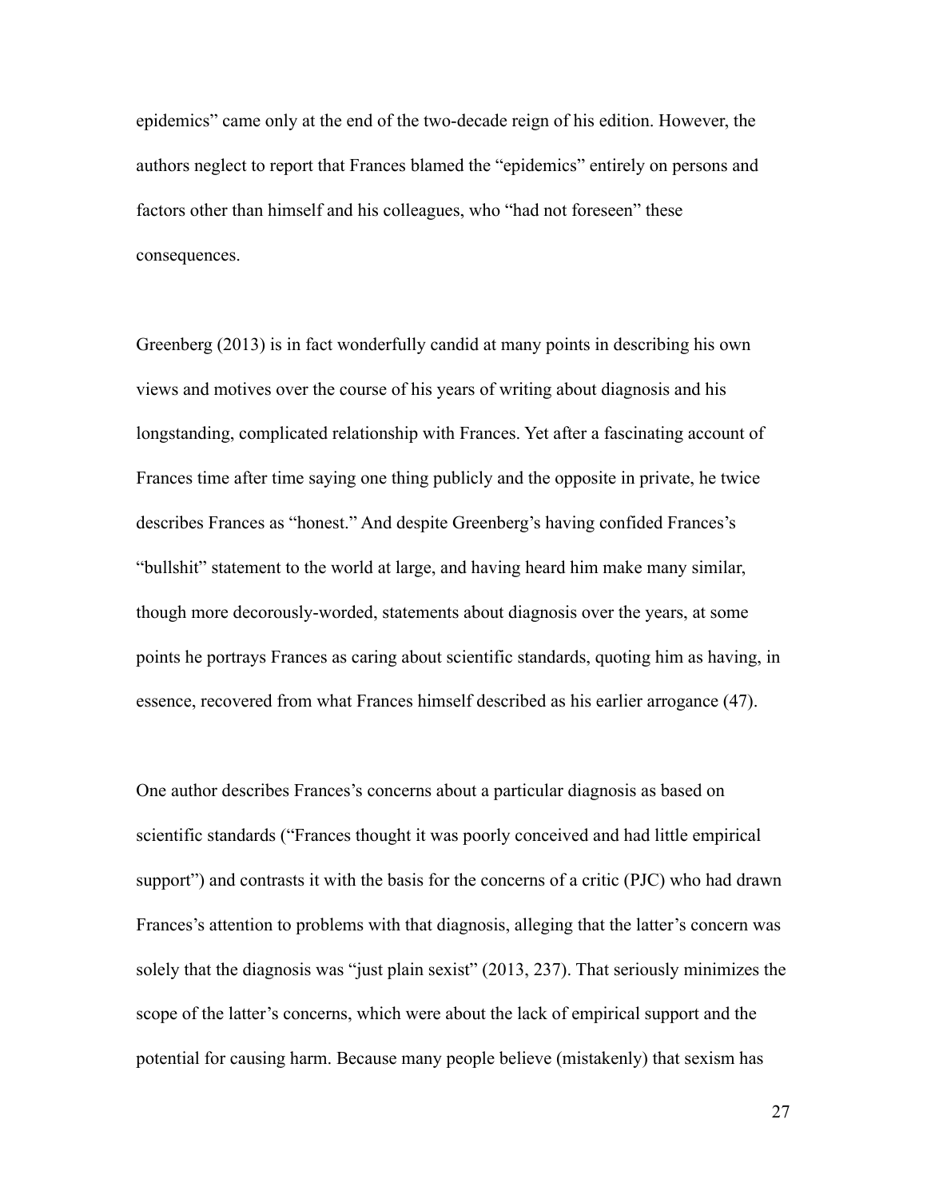epidemics" came only at the end of the two-decade reign of his edition. However, the authors neglect to report that Frances blamed the "epidemics" entirely on persons and factors other than himself and his colleagues, who "had not foreseen" these consequences.

Greenberg (2013) is in fact wonderfully candid at many points in describing his own views and motives over the course of his years of writing about diagnosis and his longstanding, complicated relationship with Frances. Yet after a fascinating account of Frances time after time saying one thing publicly and the opposite in private, he twice describes Frances as "honest." And despite Greenberg's having confided Frances's "bullshit" statement to the world at large, and having heard him make many similar, though more decorously-worded, statements about diagnosis over the years, at some points he portrays Frances as caring about scientific standards, quoting him as having, in essence, recovered from what Frances himself described as his earlier arrogance (47).

One author describes Frances's concerns about a particular diagnosis as based on scientific standards ("Frances thought it was poorly conceived and had little empirical support") and contrasts it with the basis for the concerns of a critic (PJC) who had drawn Frances's attention to problems with that diagnosis, alleging that the latter's concern was solely that the diagnosis was "just plain sexist" (2013, 237). That seriously minimizes the scope of the latter's concerns, which were about the lack of empirical support and the potential for causing harm. Because many people believe (mistakenly) that sexism has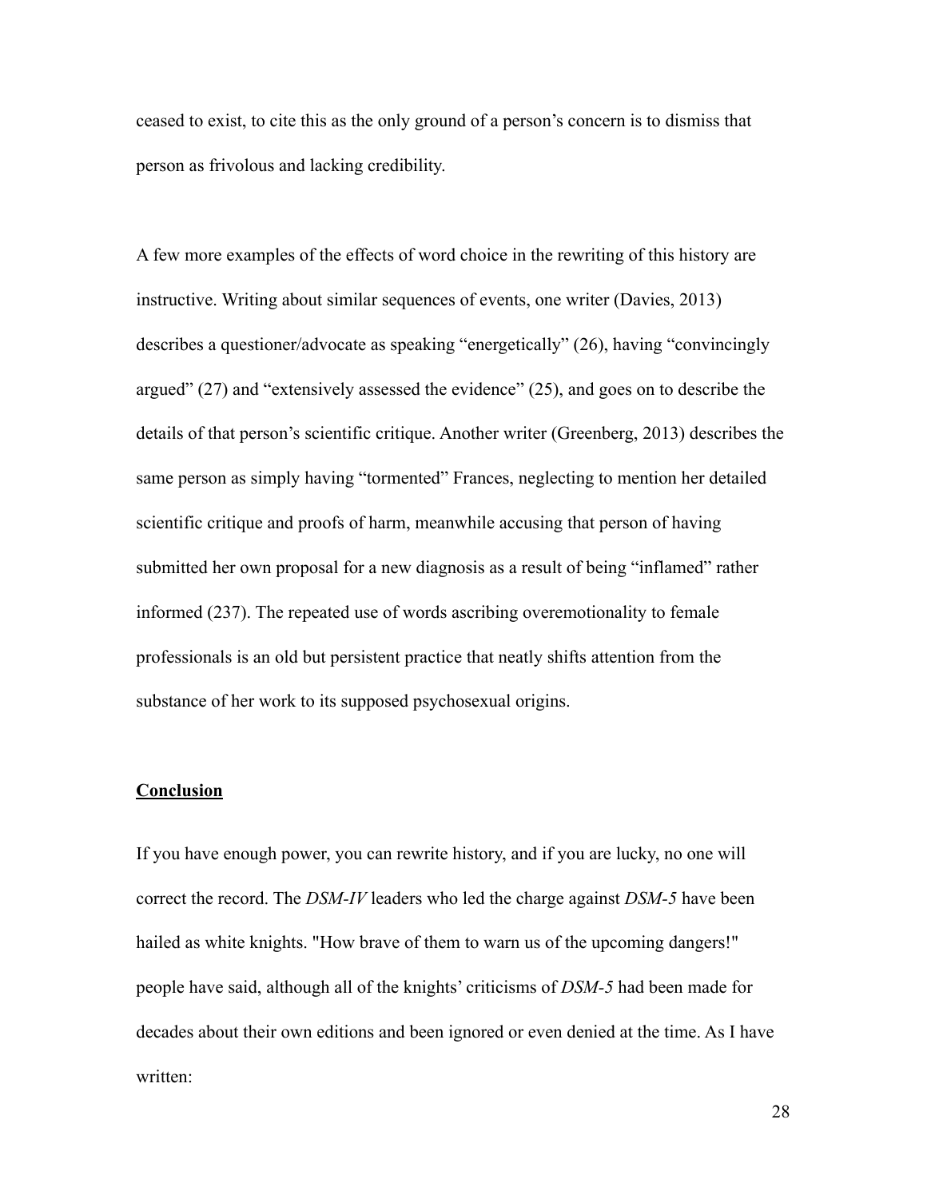ceased to exist, to cite this as the only ground of a person's concern is to dismiss that person as frivolous and lacking credibility.

A few more examples of the effects of word choice in the rewriting of this history are instructive. Writing about similar sequences of events, one writer (Davies, 2013) describes a questioner/advocate as speaking "energetically" (26), having "convincingly argued" (27) and "extensively assessed the evidence" (25), and goes on to describe the details of that person's scientific critique. Another writer (Greenberg, 2013) describes the same person as simply having "tormented" Frances, neglecting to mention her detailed scientific critique and proofs of harm, meanwhile accusing that person of having submitted her own proposal for a new diagnosis as a result of being "inflamed" rather informed (237). The repeated use of words ascribing overemotionality to female professionals is an old but persistent practice that neatly shifts attention from the substance of her work to its supposed psychosexual origins.

## **Conclusion**

If you have enough power, you can rewrite history, and if you are lucky, no one will correct the record. The *DSM-IV* leaders who led the charge against *DSM-5* have been hailed as white knights. "How brave of them to warn us of the upcoming dangers!" people have said, although all of the knights' criticisms of *DSM-5* had been made for decades about their own editions and been ignored or even denied at the time. As I have written: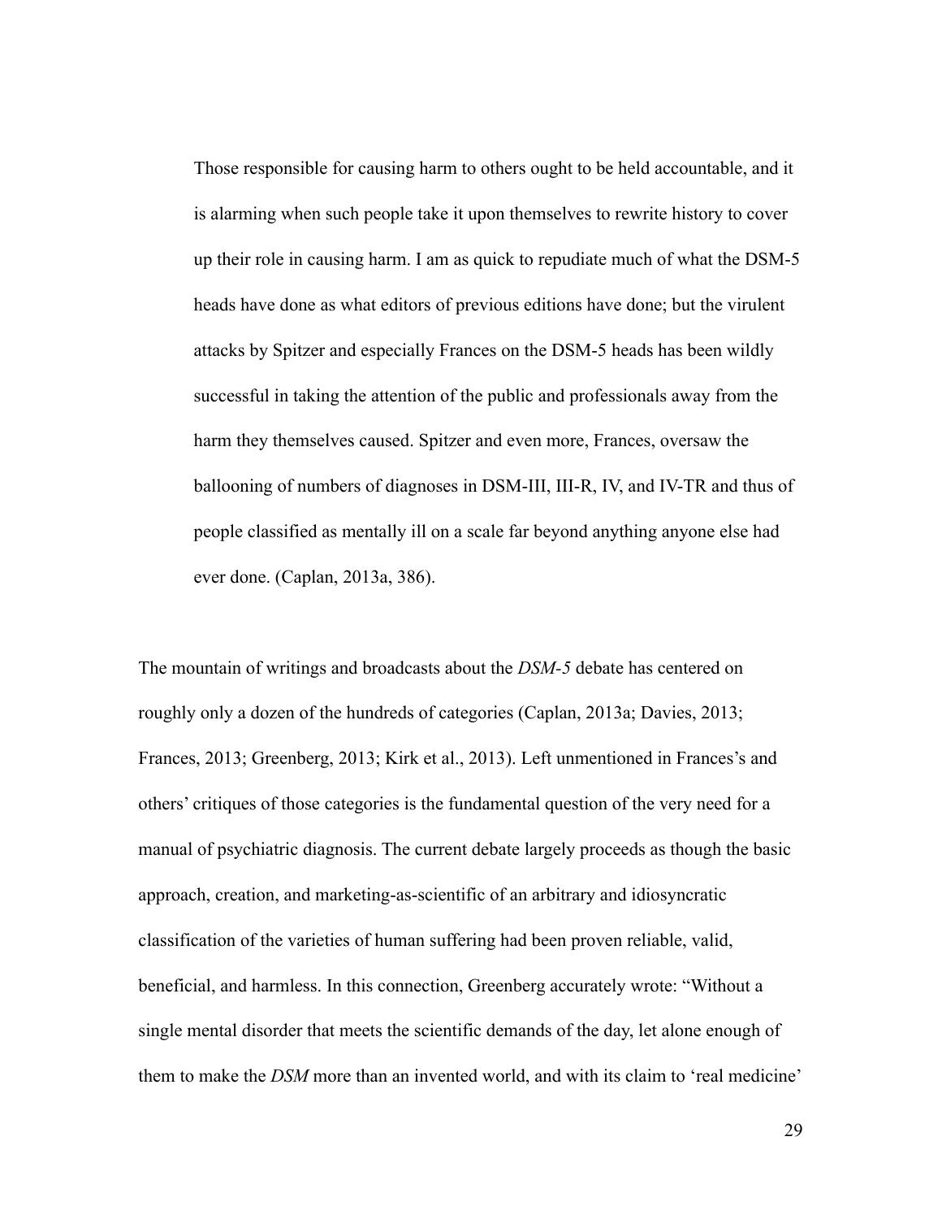> Those responsible for causing harm to others ought to be held accountable, and it is alarming when such people take it upon themselves to rewrite history to cover up their role in causing harm. I am as quick to repudiate much of what the DSM-5 heads have done as what editors of previous editions have done; but the virulent attacks by Spitzer and especially Frances on the DSM-5 heads has been wildly successful in taking the attention of the public and professionals away from the harm they themselves caused. Spitzer and even more, Frances, oversaw the ballooning of numbers of diagnoses in DSM-III, III-R, IV, and IV-TR and thus of people classified as mentally ill on a scale far beyond anything anyone else had ever done. (Caplan, 2013a, 386).

The mountain of writings and broadcasts about the *DSM-5* debate has centered on roughly only a dozen of the hundreds of categories (Caplan, 2013a; Davies, 2013; Frances, 2013; Greenberg, 2013; Kirk et al., 2013). Left unmentioned in Frances's and others' critiques of those categories is the fundamental question of the very need for a manual of psychiatric diagnosis. The current debate largely proceeds as though the basic approach, creation, and marketing-as-scientific of an arbitrary and idiosyncratic classification of the varieties of human suffering had been proven reliable, valid, beneficial, and harmless. In this connection, Greenberg accurately wrote: "Without a single mental disorder that meets the scientific demands of the day, let alone enough of them to make the *DSM* more than an invented world, and with its claim to 'real medicine'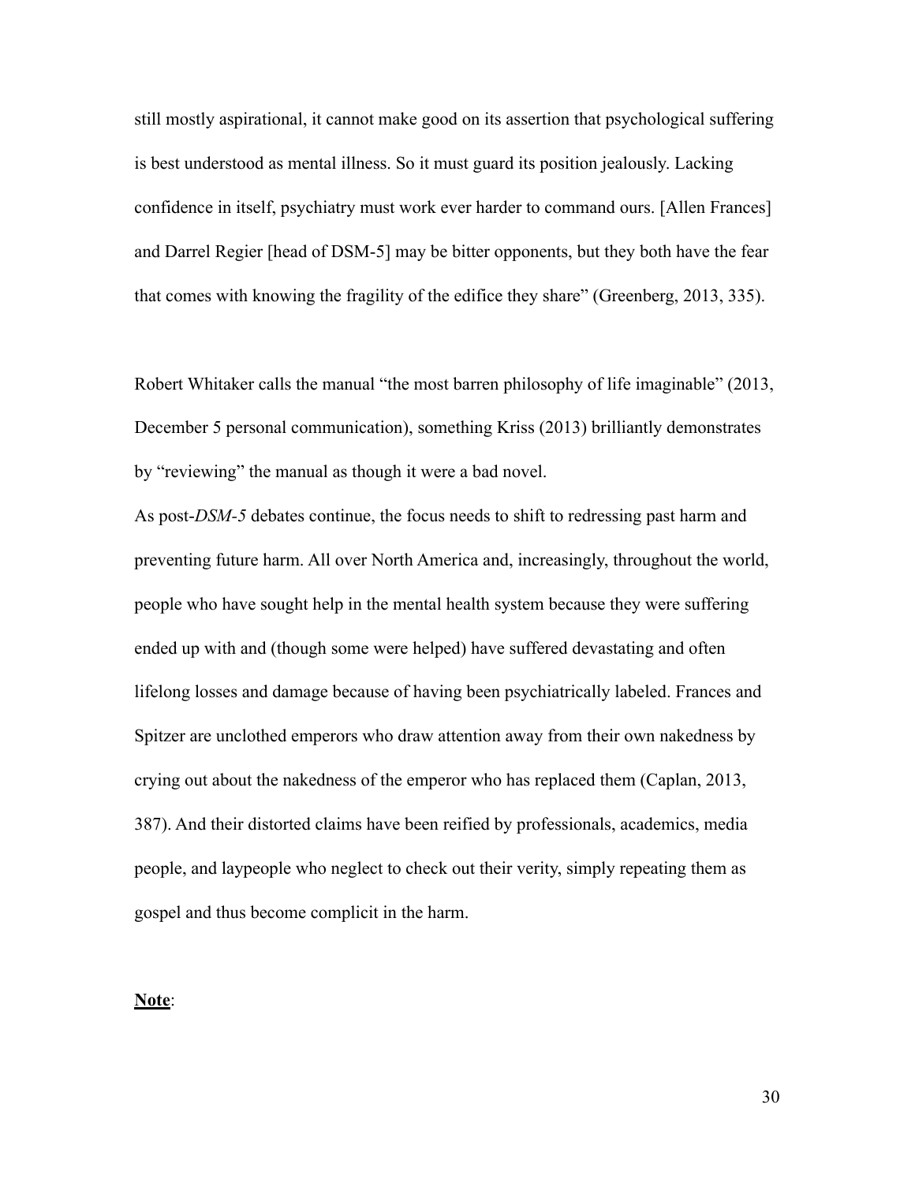still mostly aspirational, it cannot make good on its assertion that psychological suffering is best understood as mental illness. So it must guard its position jealously. Lacking confidence in itself, psychiatry must work ever harder to command ours. [Allen Frances] and Darrel Regier [head of DSM-5] may be bitter opponents, but they both have the fear that comes with knowing the fragility of the edifice they share" (Greenberg, 2013, 335).

Robert Whitaker calls the manual "the most barren philosophy of life imaginable" (2013, December 5 personal communication), something Kriss (2013) brilliantly demonstrates by "reviewing" the manual as though it were a bad novel.

As post-*DSM-5* debates continue, the focus needs to shift to redressing past harm and preventing future harm. All over North America and, increasingly, throughout the world, people who have sought help in the mental health system because they were suffering ended up with and (though some were helped) have suffered devastating and often lifelong losses and damage because of having been psychiatrically labeled. Frances and Spitzer are unclothed emperors who draw attention away from their own nakedness by crying out about the nakedness of the emperor who has replaced them (Caplan, 2013, 387). And their distorted claims have been reified by professionals, academics, media people, and laypeople who neglect to check out their verity, simply repeating them as gospel and thus become complicit in the harm.

**Note**: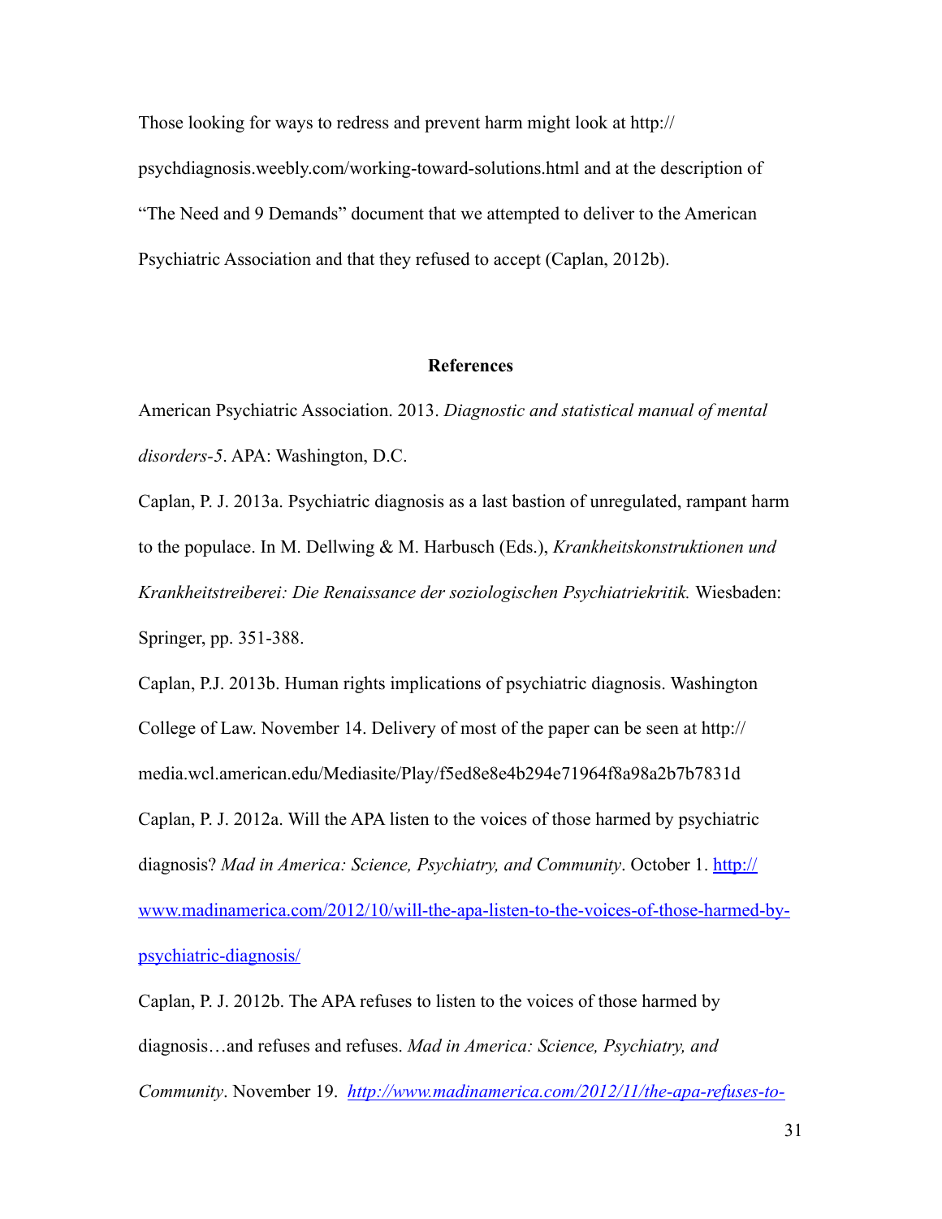Those looking for ways to redress and prevent harm might look at http://psychdiagnosis.weebly.com/working-toward-solutions.html and at the description of "The Need and 9 Demands" document that we attempted to deliver to the American Psychiatric Association and that they refused to accept (Caplan, 2012b).

## References

American Psychiatric Association. 2013. *Diagnostic and statistical manual of mental disorders-5*. APA: Washington, D.C.

Caplan, P. J. 2013a. Psychiatric diagnosis as a last bastion of unregulated, rampant harm to the populace. In M. Dellwing & M. Harbusch (Eds.), *Krankheitskonstruktionen und Krankheitstreiberei: Die Renaissance der soziologischen Psychiatriekritik.* Wiesbaden: Springer, pp. 351-388.

Caplan, P.J. 2013b. Human rights implications of psychiatric diagnosis. Washington College of Law. November 14. Delivery of most of the paper can be seen at http://media.wcl.american.edu/Mediasite/Play/f5ed8e8e4b294e71964f8a98a2b7b7831d

Caplan, P. J. 2012a. Will the APA listen to the voices of those harmed by psychiatric diagnosis? *Mad in America: Science, Psychiatry, and Community*. October 1. http://www.madinamerica.com/2012/10/will-the-apa-listen-to-the-voices-of-those-harmed-by-psychiatric-diagnosis/

Caplan, P. J. 2012b. The APA refuses to listen to the voices of those harmed by diagnosis…and refuses and refuses. *Mad in America: Science, Psychiatry, and Community*. November 19. *http://www.madinamerica.com/2012/11/the-apa-refuses-to-*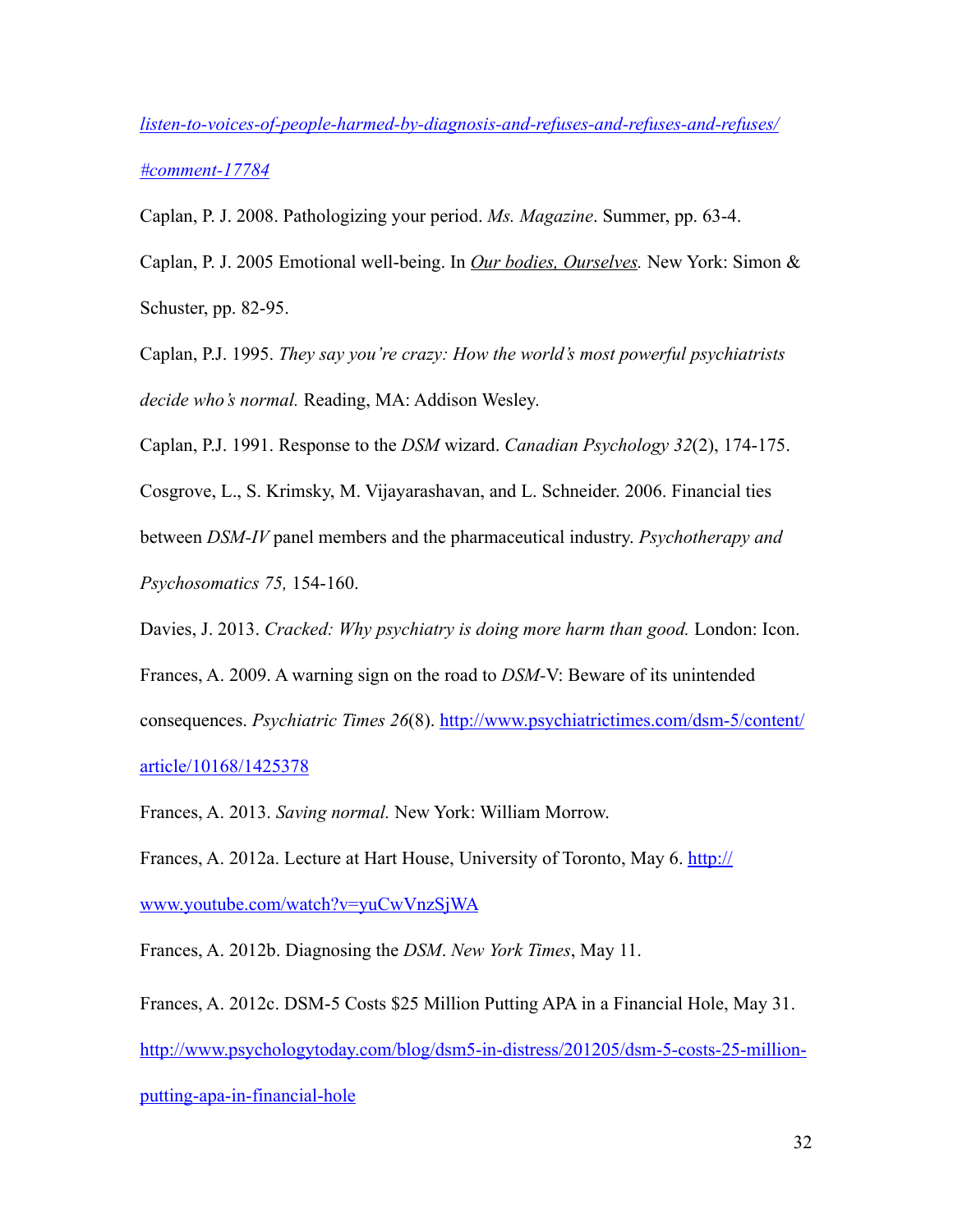[listen-to-voices-of-people-harmed-by-diagnosis-and-refuses-and-refuses-and-refuses/#comment-17784](listen-to-voices-of-people-harmed-by-diagnosis-and-refuses-and-refuses-and-refuses/#comment-17784)

Caplan, P. J. 2008. Pathologizing your period. *Ms. Magazine*. Summer, pp. 63-4.

Caplan, P. J. 2005 Emotional well-being. In *Our bodies, Ourselves.* New York: Simon & Schuster, pp. 82-95.

Caplan, P.J. 1995. *They say you're crazy: How the world's most powerful psychiatrists decide who's normal.* Reading, MA: Addison Wesley.

Caplan, P.J. 1991. Response to the *DSM* wizard. *Canadian Psychology 32*(2), 174-175.

Cosgrove, L., S. Krimsky, M. Vijayarashavan, and L. Schneider. 2006. Financial ties between *DSM-IV* panel members and the pharmaceutical industry. *Psychotherapy and Psychosomatics 75,* 154-160.

Davies, J. 2013. *Cracked: Why psychiatry is doing more harm than good.* London: Icon.

Frances, A. 2009. A warning sign on the road to *DSM*-V: Beware of its unintended consequences. *Psychiatric Times 26*(8). [http://www.psychiatrictimes.com/dsm-5/content/article/10168/1425378](http://www.psychiatrictimes.com/dsm-5/content/article/10168/1425378)

Frances, A. 2013. *Saving normal.* New York: William Morrow.

Frances, A. 2012a. Lecture at Hart House, University of Toronto, May 6. [http://www.youtube.com/watch?v=yuCwVnzSjWA](http://www.youtube.com/watch?v=yuCwVnzSjWA)

Frances, A. 2012b. Diagnosing the *DSM*. *New York Times*, May 11.

Frances, A. 2012c. DSM-5 Costs $25 Million Putting APA in a Financial Hole, May 31. [http://www.psychologytoday.com/blog/dsm5-in-distress/201205/dsm-5-costs-25-million-putting-apa-in-financial-hole](http://www.psychologytoday.com/blog/dsm5-in-distress/201205/dsm-5-costs-25-million-putting-apa-in-financial-hole)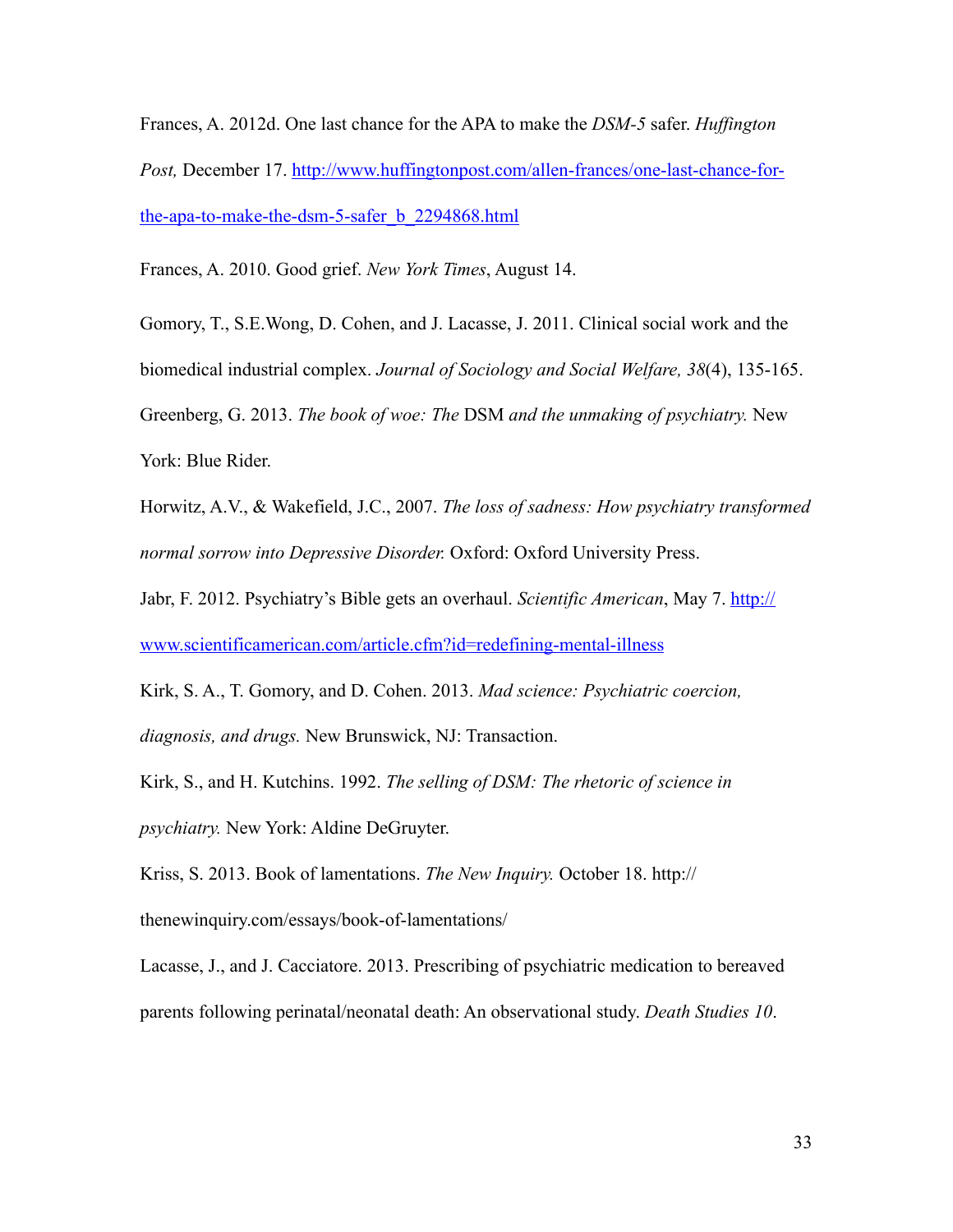Frances, A. 2012d. One last chance for the APA to make the *DSM-5* safer. *Huffington Post,* December 17. [http://www.huffingtonpost.com/allen-frances/one-last-chance-for-the-apa-to-make-the-dsm-5-safer_b_2294868.html](http://www.huffingtonpost.com/allen-frances/one-last-chance-for-the-apa-to-make-the-dsm-5-safer_b_2294868.html)

Frances, A. 2010. Good grief. *New York Times*, August 14.

Gomory, T., S.E.Wong, D. Cohen, and J. Lacasse, J. 2011. Clinical social work and the biomedical industrial complex. *Journal of Sociology and Social Welfare, 38*(4), 135-165.

Greenberg, G. 2013. *The book of woe: The* DSM *and the unmaking of psychiatry.* New York: Blue Rider.

Horwitz, A.V., & Wakefield, J.C., 2007. *The loss of sadness: How psychiatry transformed normal sorrow into Depressive Disorder.* Oxford: Oxford University Press.

Jabr, F. 2012. Psychiatry's Bible gets an overhaul. *Scientific American*, May 7. [http://www.scientificamerican.com/article.cfm?id=redefining-mental-illness](http://www.scientificamerican.com/article.cfm?id=redefining-mental-illness)

Kirk, S. A., T. Gomory, and D. Cohen. 2013. *Mad science: Psychiatric coercion, diagnosis, and drugs.* New Brunswick, NJ: Transaction.

Kirk, S., and H. Kutchins. 1992. *The selling of DSM: The rhetoric of science in psychiatry.* New York: Aldine DeGruyter.

Kriss, S. 2013. Book of lamentations. *The New Inquiry.* October 18. http://thenewinquiry.com/essays/book-of-lamentations/

Lacasse, J., and J. Cacciatore. 2013. Prescribing of psychiatric medication to bereaved parents following perinatal/neonatal death: An observational study. *Death Studies 10*.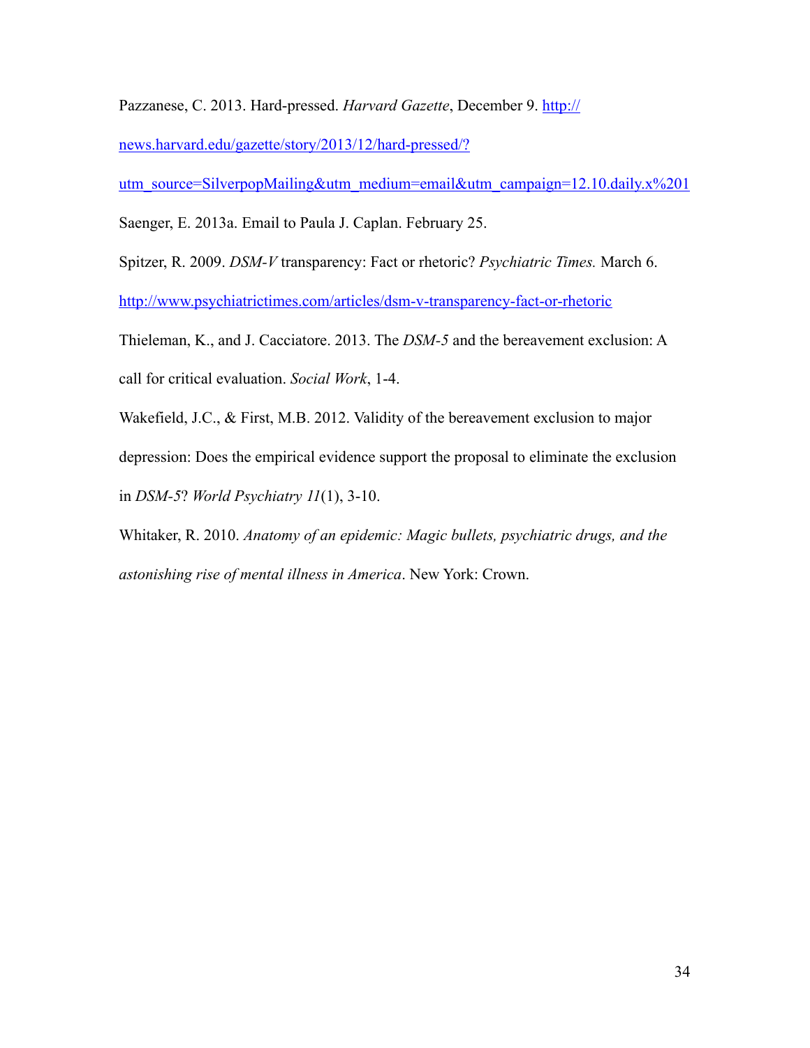Pazzanese, C. 2013. Hard-pressed. *Harvard Gazette*, December 9. http://news.harvard.edu/gazette/story/2013/12/hard-pressed/?utm_source=SilverpopMailing&utm_medium=email&utm_campaign=12.10.daily.x%201

Saenger, E. 2013a. Email to Paula J. Caplan. February 25.

Spitzer, R. 2009. *DSM-V* transparency: Fact or rhetoric? *Psychiatric Times.* March 6. http://www.psychiatrictimes.com/articles/dsm-v-transparency-fact-or-rhetoric

Thieleman, K., and J. Cacciatore. 2013. The *DSM-5* and the bereavement exclusion: A call for critical evaluation. *Social Work*, 1-4.

Wakefield, J.C., & First, M.B. 2012. Validity of the bereavement exclusion to major depression: Does the empirical evidence support the proposal to eliminate the exclusion in *DSM-5*? *World Psychiatry 11*(1), 3-10.

Whitaker, R. 2010. *Anatomy of an epidemic: Magic bullets, psychiatric drugs, and the astonishing rise of mental illness in America*. New York: Crown.